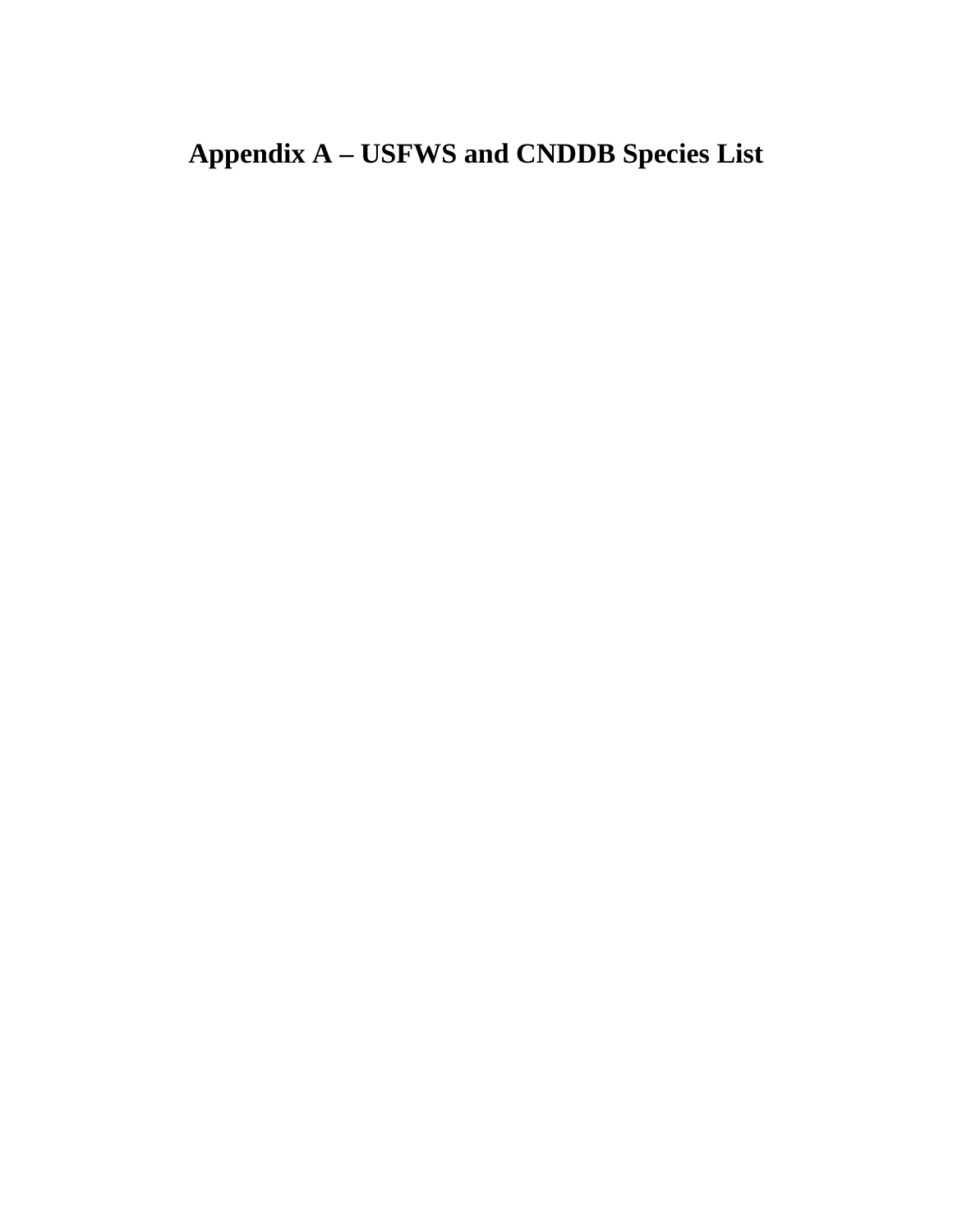# Appendix A – USFWS and CNDDB Species List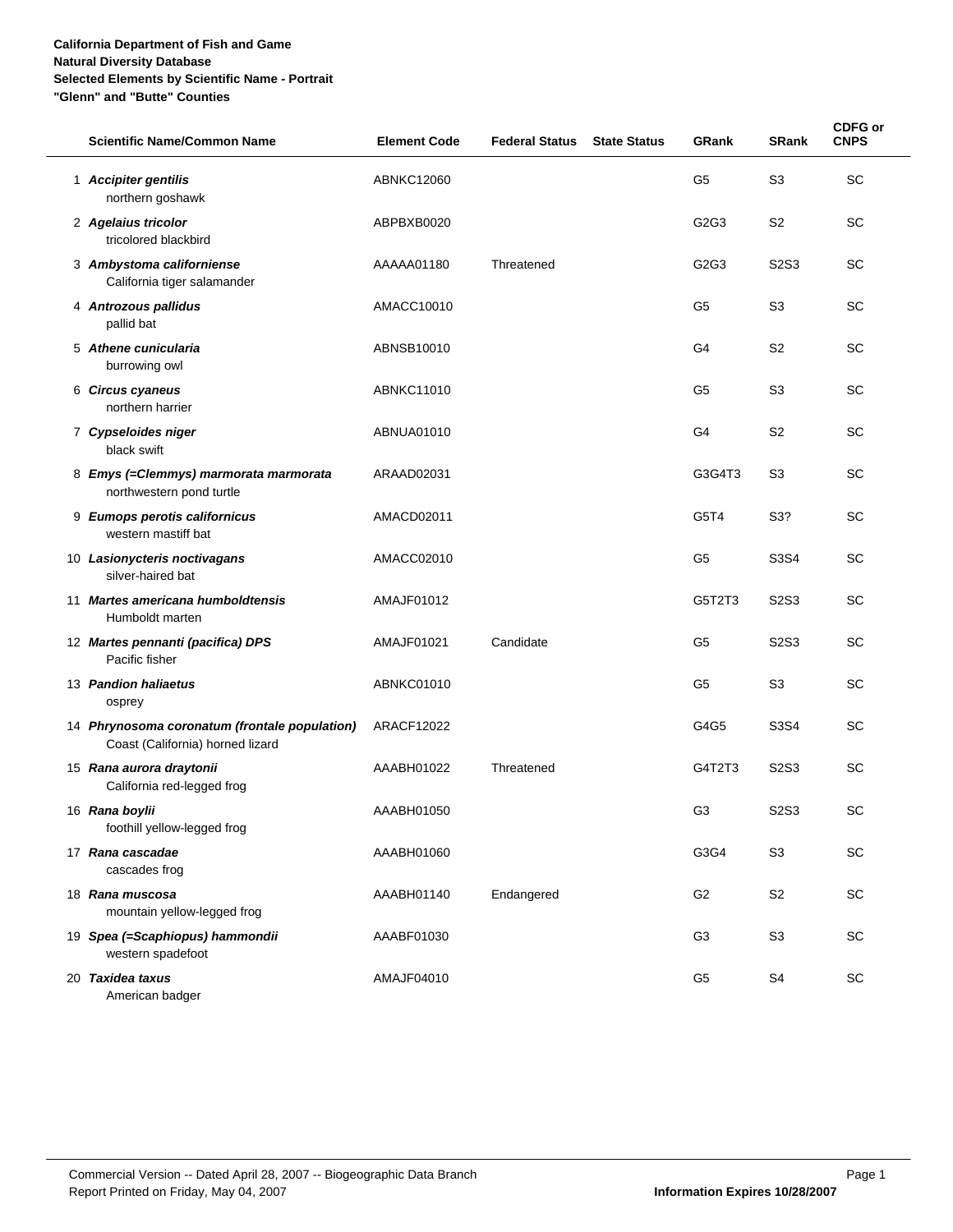**California Department of Fish and Game**
**Natural Diversity Database**
**Selected Elements by Scientific Name - Portrait**
**"Glenn" and "Butte" Counties**

| | Scientific Name/Common Name | Element Code | Federal Status | State Status | GRank | SRank | CDFG or CNPS |
|---|---|---|---|---|---|---|---|
| 1 | ***Accipiter gentilis*** northern goshawk | ABNKC12060 | | | G5 | S3 | SC |
| 2 | ***Agelaius tricolor*** tricolored blackbird | ABPBXB0020 | | | G2G3 | S2 | SC |
| 3 | ***Ambystoma californiense*** California tiger salamander | AAAAA01180 | Threatened | | G2G3 | S2S3 | SC |
| 4 | ***Antrozous pallidus*** pallid bat | AMACC10010 | | | G5 | S3 | SC |
| 5 | ***Athene cunicularia*** burrowing owl | ABNSB10010 | | | G4 | S2 | SC |
| 6 | ***Circus cyaneus*** northern harrier | ABNKC11010 | | | G5 | S3 | SC |
| 7 | ***Cypseloides niger*** black swift | ABNUA01010 | | | G4 | S2 | SC |
| 8 | ***Emys (=Clemmys) marmorata marmorata*** northwestern pond turtle | ARAAD02031 | | | G3G4T3 | S3 | SC |
| 9 | ***Eumops perotis californicus*** western mastiff bat | AMACD02011 | | | G5T4 | S3? | SC |
| 10 | ***Lasionycteris noctivagans*** silver-haired bat | AMACC02010 | | | G5 | S3S4 | SC |
| 11 | ***Martes americana humboldtensis*** Humboldt marten | AMAJF01012 | | | G5T2T3 | S2S3 | SC |
| 12 | ***Martes pennanti (pacifica) DPS*** Pacific fisher | AMAJF01021 | Candidate | | G5 | S2S3 | SC |
| 13 | ***Pandion haliaetus*** osprey | ABNKC01010 | | | G5 | S3 | SC |
| 14 | ***Phrynosoma coronatum (frontale population)*** Coast (California) horned lizard | ARACF12022 | | | G4G5 | S3S4 | SC |
| 15 | ***Rana aurora draytonii*** California red-legged frog | AAABH01022 | Threatened | | G4T2T3 | S2S3 | SC |
| 16 | ***Rana boylii*** foothill yellow-legged frog | AAABH01050 | | | G3 | S2S3 | SC |
| 17 | ***Rana cascadae*** cascades frog | AAABH01060 | | | G3G4 | S3 | SC |
| 18 | ***Rana muscosa*** mountain yellow-legged frog | AAABH01140 | Endangered | | G2 | S2 | SC |
| 19 | ***Spea (=Scaphiopus) hammondii*** western spadefoot | AAABF01030 | | | G3 | S3 | SC |
| 20 | ***Taxidea taxus*** American badger | AMAJF04010 | | | G5 | S4 | SC |

Commercial Version -- Dated April 28, 2007 -- Biogeographic Data Branch
Report Printed on Friday, May 04, 2007
**Information Expires 10/28/2007**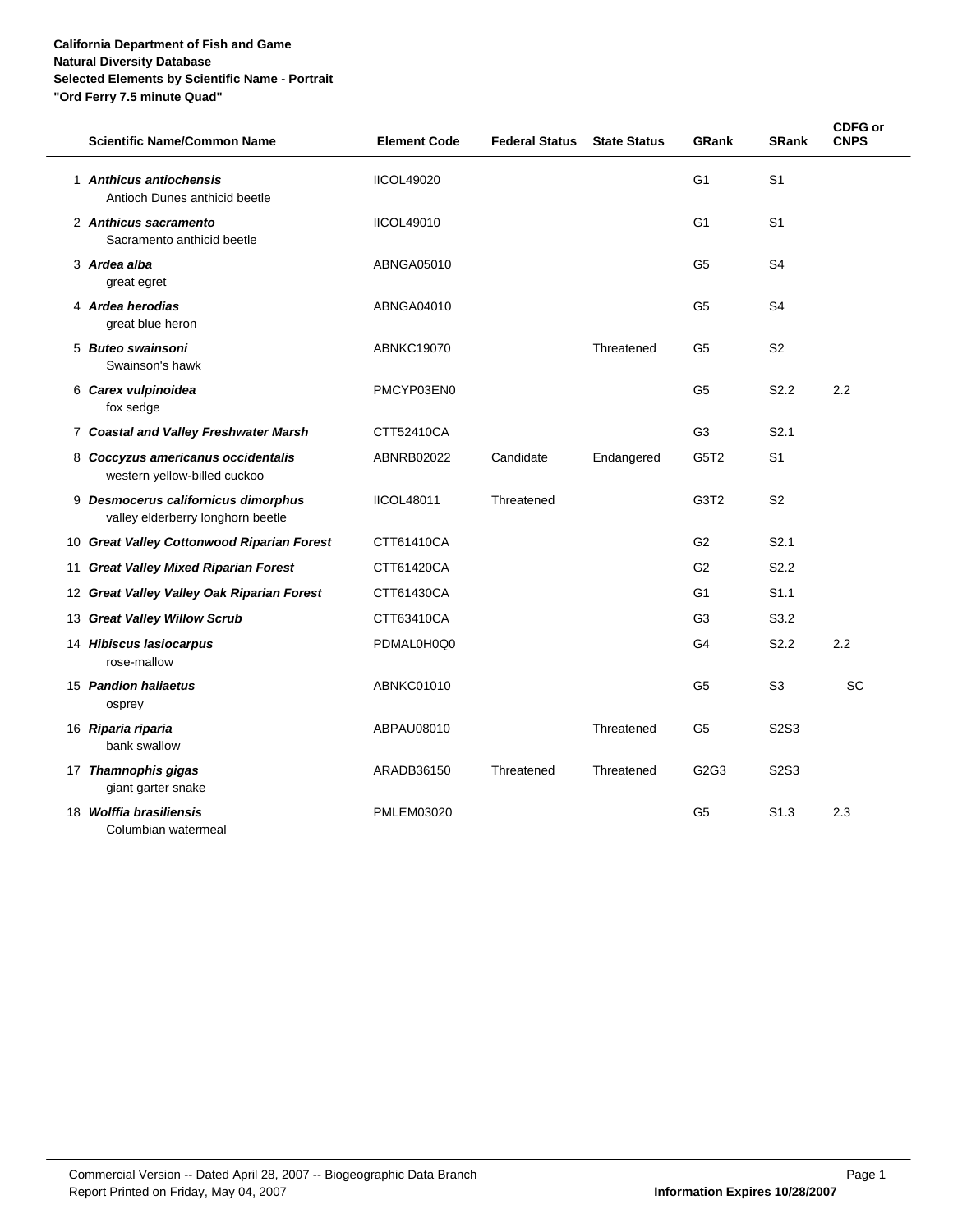**California Department of Fish and Game**
**Natural Diversity Database**
**Selected Elements by Scientific Name - Portrait**
**"Ord Ferry 7.5 minute Quad"**

| | Scientific Name/Common Name | Element Code | Federal Status | State Status | GRank | SRank | CDFG or CNPS |
|---|---|---|---|---|---|---|---|
| 1 | ***Anthicus antiochensis*** Antioch Dunes anthicid beetle | IICOL49020 | | | G1 | S1 | |
| 2 | ***Anthicus sacramento*** Sacramento anthicid beetle | IICOL49010 | | | G1 | S1 | |
| 3 | ***Ardea alba*** great egret | ABNGA05010 | | | G5 | S4 | |
| 4 | ***Ardea herodias*** great blue heron | ABNGA04010 | | | G5 | S4 | |
| 5 | ***Buteo swainsoni*** Swainson's hawk | ABNKC19070 | | Threatened | G5 | S2 | |
| 6 | ***Carex vulpinoidea*** fox sedge | PMCYP03EN0 | | | G5 | S2.2 | 2.2 |
| 7 | ***Coastal and Valley Freshwater Marsh*** | CTT52410CA | | | G3 | S2.1 | |
| 8 | ***Coccyzus americanus occidentalis*** western yellow-billed cuckoo | ABNRB02022 | Candidate | Endangered | G5T2 | S1 | |
| 9 | ***Desmocerus californicus dimorphus*** valley elderberry longhorn beetle | IICOL48011 | Threatened | | G3T2 | S2 | |
| 10 | ***Great Valley Cottonwood Riparian Forest*** | CTT61410CA | | | G2 | S2.1 | |
| 11 | ***Great Valley Mixed Riparian Forest*** | CTT61420CA | | | G2 | S2.2 | |
| 12 | ***Great Valley Valley Oak Riparian Forest*** | CTT61430CA | | | G1 | S1.1 | |
| 13 | ***Great Valley Willow Scrub*** | CTT63410CA | | | G3 | S3.2 | |
| 14 | ***Hibiscus lasiocarpus*** rose-mallow | PDMAL0H0Q0 | | | G4 | S2.2 | 2.2 |
| 15 | ***Pandion haliaetus*** osprey | ABNKC01010 | | | G5 | S3 | SC |
| 16 | ***Riparia riparia*** bank swallow | ABPAU08010 | | Threatened | G5 | S2S3 | |
| 17 | ***Thamnophis gigas*** giant garter snake | ARADB36150 | Threatened | Threatened | G2G3 | S2S3 | |
| 18 | ***Wolffia brasiliensis*** Columbian watermeal | PMLEM03020 | | | G5 | S1.3 | 2.3 |

Commercial Version -- Dated April 28, 2007 -- Biogeographic Data Branch
Report Printed on Friday, May 04, 2007

**Information Expires 10/28/2007**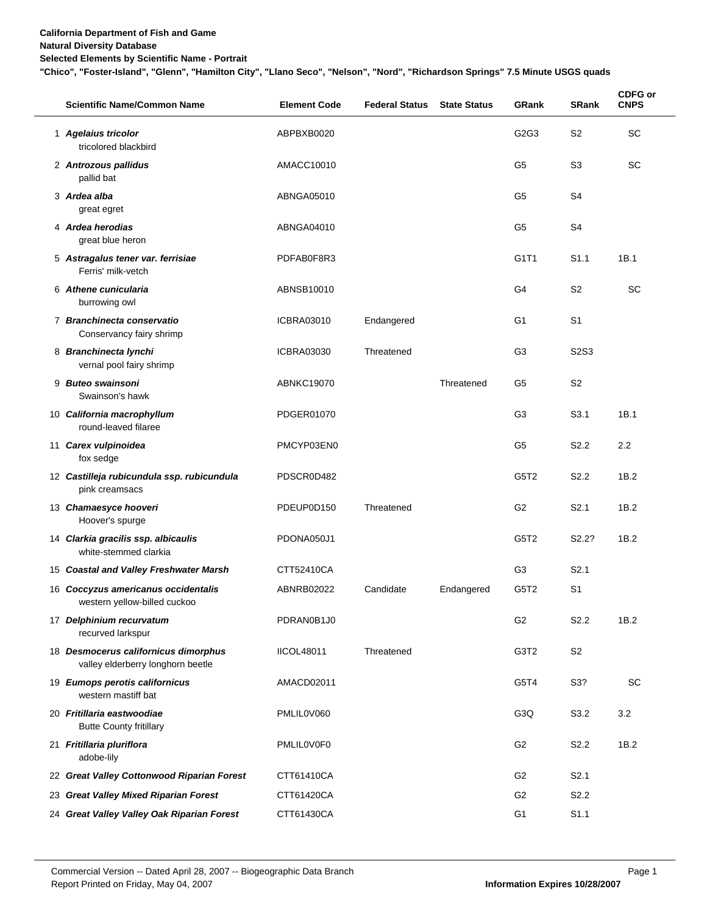**California Department of Fish and Game**
**Natural Diversity Database**
**Selected Elements by Scientific Name - Portrait**
**"Chico", "Foster-Island", "Glenn", "Hamilton City", "Llano Seco", "Nelson", "Nord", "Richardson Springs" 7.5 Minute USGS quads**

| | Scientific Name/Common Name | Element Code | Federal Status | State Status | GRank | SRank | CDFG or CNPS |
|---|---|---|---|---|---|---|---|
| 1 | ***Agelaius tricolor***<br>tricolored blackbird | ABPBXB0020 | | | G2G3 | S2 | SC |
| 2 | ***Antrozous pallidus***<br>pallid bat | AMACC10010 | | | G5 | S3 | SC |
| 3 | ***Ardea alba***<br>great egret | ABNGA05010 | | | G5 | S4 | |
| 4 | ***Ardea herodias***<br>great blue heron | ABNGA04010 | | | G5 | S4 | |
| 5 | ***Astragalus tener var. ferrisiae***<br>Ferris' milk-vetch | PDFAB0F8R3 | | | G1T1 | S1.1 | 1B.1 |
| 6 | ***Athene cunicularia***<br>burrowing owl | ABNSB10010 | | | G4 | S2 | SC |
| 7 | ***Branchinecta conservatio***<br>Conservancy fairy shrimp | ICBRA03010 | Endangered | | G1 | S1 | |
| 8 | ***Branchinecta lynchi***<br>vernal pool fairy shrimp | ICBRA03030 | Threatened | | G3 | S2S3 | |
| 9 | ***Buteo swainsoni***<br>Swainson's hawk | ABNKC19070 | | Threatened | G5 | S2 | |
| 10 | ***California macrophyllum***<br>round-leaved filaree | PDGER01070 | | | G3 | S3.1 | 1B.1 |
| 11 | ***Carex vulpinoidea***<br>fox sedge | PMCYP03EN0 | | | G5 | S2.2 | 2.2 |
| 12 | ***Castilleja rubicundula ssp. rubicundula***<br>pink creamsacs | PDSCR0D482 | | | G5T2 | S2.2 | 1B.2 |
| 13 | ***Chamaesyce hooveri***<br>Hoover's spurge | PDEUP0D150 | Threatened | | G2 | S2.1 | 1B.2 |
| 14 | ***Clarkia gracilis ssp. albicaulis***<br>white-stemmed clarkia | PDONA050J1 | | | G5T2 | S2.2? | 1B.2 |
| 15 | **Coastal and Valley Freshwater Marsh** | CTT52410CA | | | G3 | S2.1 | |
| 16 | ***Coccyzus americanus occidentalis***<br>western yellow-billed cuckoo | ABNRB02022 | Candidate | Endangered | G5T2 | S1 | |
| 17 | ***Delphinium recurvatum***<br>recurved larkspur | PDRAN0B1J0 | | | G2 | S2.2 | 1B.2 |
| 18 | ***Desmocerus californicus dimorphus***<br>valley elderberry longhorn beetle | IICOL48011 | Threatened | | G3T2 | S2 | |
| 19 | ***Eumops perotis californicus***<br>western mastiff bat | AMACD02011 | | | G5T4 | S3? | SC |
| 20 | ***Fritillaria eastwoodiae***<br>Butte County fritillary | PMLIL0V060 | | | G3Q | S3.2 | 3.2 |
| 21 | ***Fritillaria pluriflora***<br>adobe-lily | PMLIL0V0F0 | | | G2 | S2.2 | 1B.2 |
| 22 | **Great Valley Cottonwood Riparian Forest** | CTT61410CA | | | G2 | S2.1 | |
| 23 | **Great Valley Mixed Riparian Forest** | CTT61420CA | | | G2 | S2.2 | |
| 24 | **Great Valley Valley Oak Riparian Forest** | CTT61430CA | | | G1 | S1.1 | |

Commercial Version -- Dated April 28, 2007 -- Biogeographic Data Branch
Report Printed on Friday, May 04, 2007
**Information Expires 10/28/2007**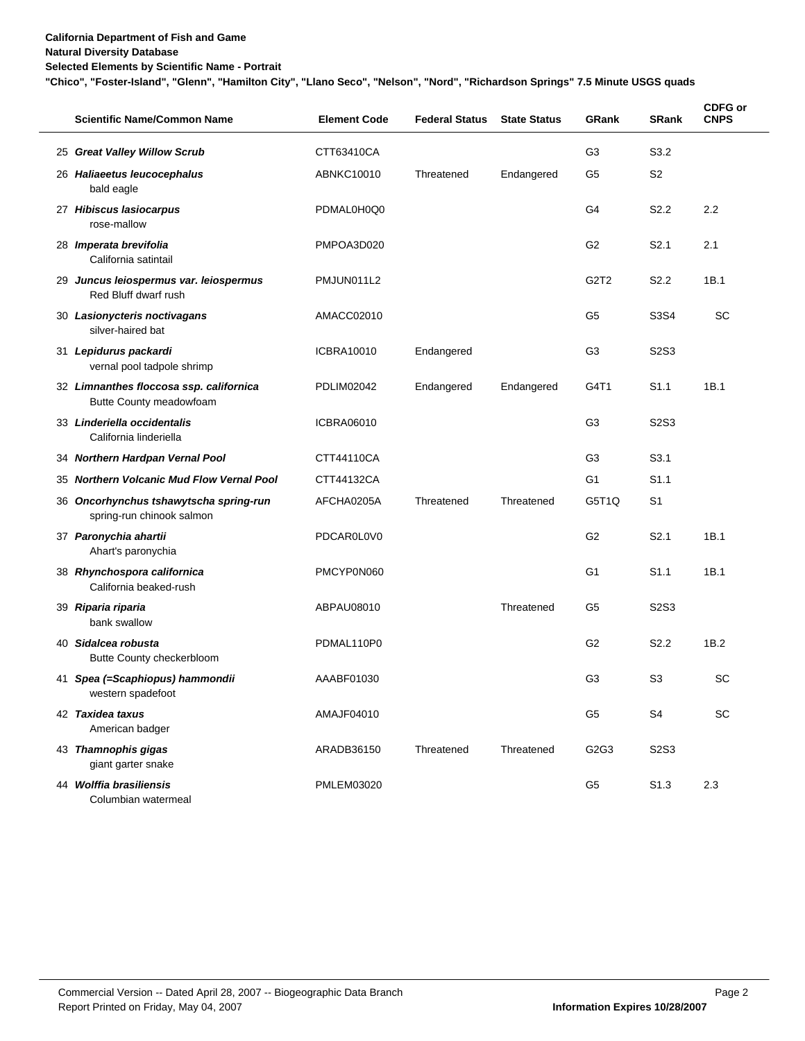**California Department of Fish and Game**
**Natural Diversity Database**
**Selected Elements by Scientific Name - Portrait**
**"Chico", "Foster-Island", "Glenn", "Hamilton City", "Llano Seco", "Nelson", "Nord", "Richardson Springs" 7.5 Minute USGS quads**

| | Scientific Name/Common Name | Element Code | Federal Status | State Status | GRank | SRank | CDFG or CNPS |
|---|---|---|---|---|---|---|---|
| 25 | ***Great Valley Willow Scrub*** | CTT63410CA | | | G3 | S3.2 | |
| 26 | ***Haliaeetus leucocephalus*** bald eagle | ABNKC10010 | Threatened | Endangered | G5 | S2 | |
| 27 | ***Hibiscus lasiocarpus*** rose-mallow | PDMAL0H0Q0 | | | G4 | S2.2 | 2.2 |
| 28 | ***Imperata brevifolia*** California satintail | PMPOA3D020 | | | G2 | S2.1 | 2.1 |
| 29 | ***Juncus leiospermus var. leiospermus*** Red Bluff dwarf rush | PMJUN011L2 | | | G2T2 | S2.2 | 1B.1 |
| 30 | ***Lasionycteris noctivagans*** silver-haired bat | AMACC02010 | | | G5 | S3S4 | SC |
| 31 | ***Lepidurus packardi*** vernal pool tadpole shrimp | ICBRA10010 | Endangered | | G3 | S2S3 | |
| 32 | ***Limnanthes floccosa ssp. californica*** Butte County meadowfoam | PDLIM02042 | Endangered | Endangered | G4T1 | S1.1 | 1B.1 |
| 33 | ***Linderiella occidentalis*** California linderiella | ICBRA06010 | | | G3 | S2S3 | |
| 34 | ***Northern Hardpan Vernal Pool*** | CTT44110CA | | | G3 | S3.1 | |
| 35 | ***Northern Volcanic Mud Flow Vernal Pool*** | CTT44132CA | | | G1 | S1.1 | |
| 36 | ***Oncorhynchus tshawytscha spring-run*** spring-run chinook salmon | AFCHA0205A | Threatened | Threatened | G5T1Q | S1 | |
| 37 | ***Paronychia ahartii*** Ahart's paronychia | PDCAR0L0V0 | | | G2 | S2.1 | 1B.1 |
| 38 | ***Rhynchospora californica*** California beaked-rush | PMCYP0N060 | | | G1 | S1.1 | 1B.1 |
| 39 | ***Riparia riparia*** bank swallow | ABPAU08010 | | Threatened | G5 | S2S3 | |
| 40 | ***Sidalcea robusta*** Butte County checkerbloom | PDMAL110P0 | | | G2 | S2.2 | 1B.2 |
| 41 | ***Spea (=Scaphiopus) hammondii*** western spadefoot | AAABF01030 | | | G3 | S3 | SC |
| 42 | ***Taxidea taxus*** American badger | AMAJF04010 | | | G5 | S4 | SC |
| 43 | ***Thamnophis gigas*** giant garter snake | ARADB36150 | Threatened | Threatened | G2G3 | S2S3 | |
| 44 | ***Wolffia brasiliensis*** Columbian watermeal | PMLEM03020 | | | G5 | S1.3 | 2.3 |

Commercial Version -- Dated April 28, 2007 -- Biogeographic Data Branch
Report Printed on Friday, May 04, 2007

**Information Expires 10/28/2007**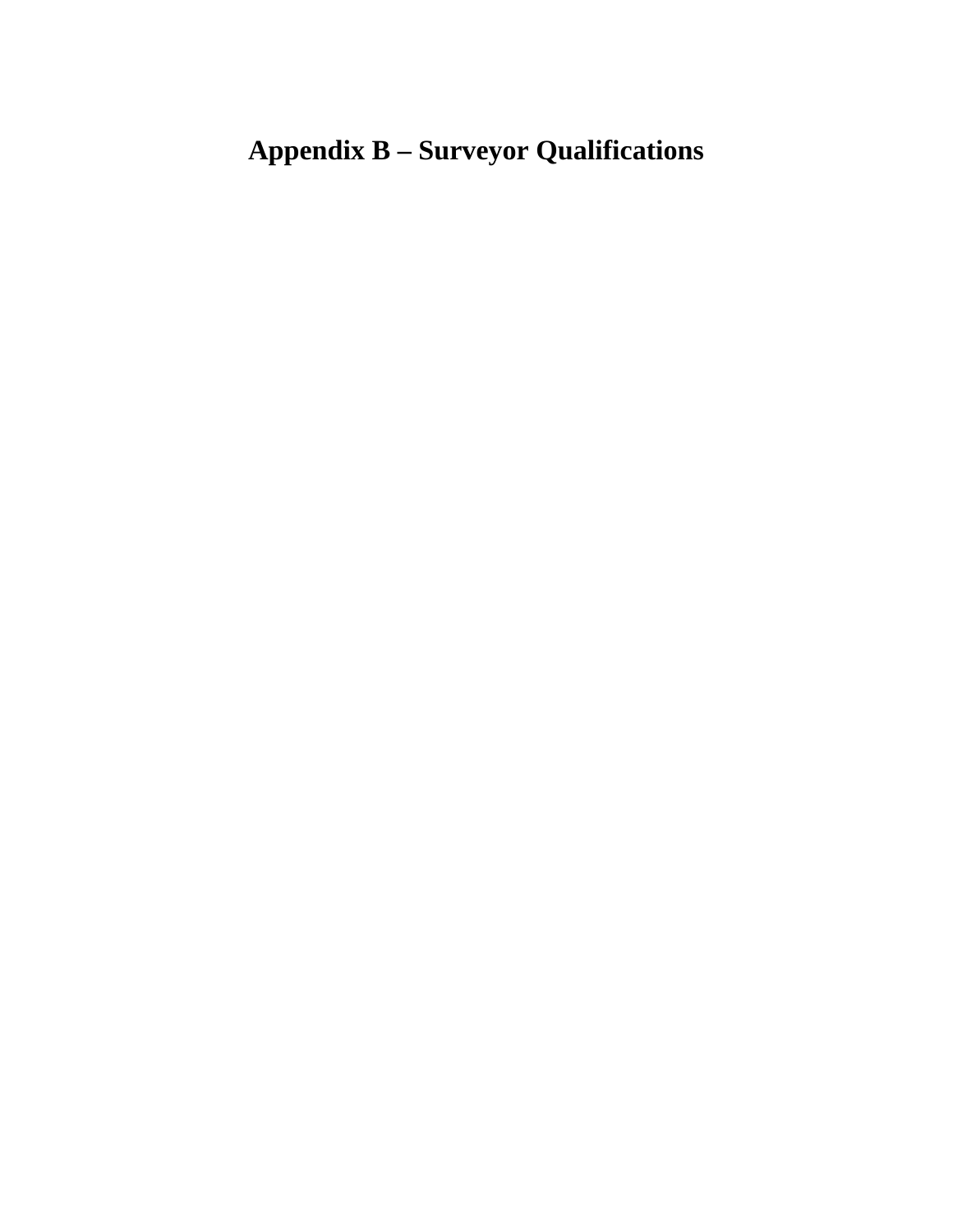# Appendix B – Surveyor Qualifications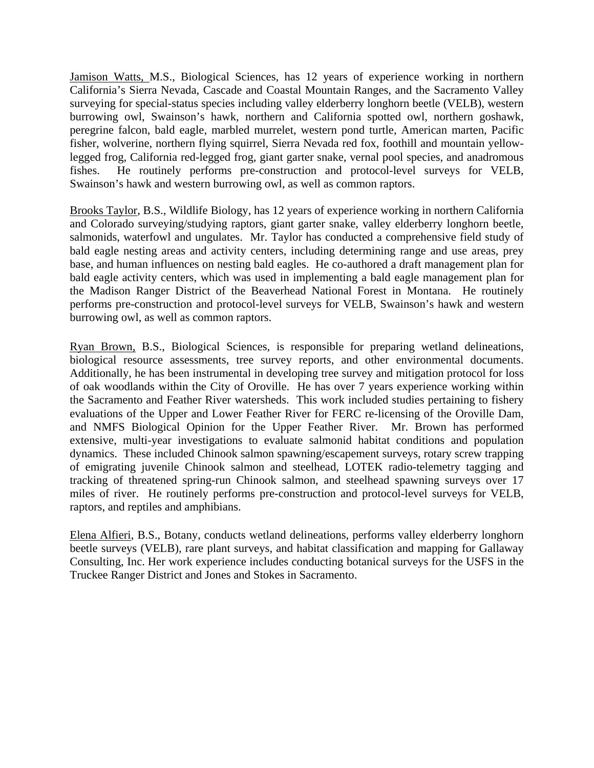Jamison Watts, M.S., Biological Sciences, has 12 years of experience working in northern California's Sierra Nevada, Cascade and Coastal Mountain Ranges, and the Sacramento Valley surveying for special-status species including valley elderberry longhorn beetle (VELB), western burrowing owl, Swainson's hawk, northern and California spotted owl, northern goshawk, peregrine falcon, bald eagle, marbled murrelet, western pond turtle, American marten, Pacific fisher, wolverine, northern flying squirrel, Sierra Nevada red fox, foothill and mountain yellow-legged frog, California red-legged frog, giant garter snake, vernal pool species, and anadromous fishes. He routinely performs pre-construction and protocol-level surveys for VELB, Swainson's hawk and western burrowing owl, as well as common raptors.

Brooks Taylor, B.S., Wildlife Biology, has 12 years of experience working in northern California and Colorado surveying/studying raptors, giant garter snake, valley elderberry longhorn beetle, salmonids, waterfowl and ungulates. Mr. Taylor has conducted a comprehensive field study of bald eagle nesting areas and activity centers, including determining range and use areas, prey base, and human influences on nesting bald eagles. He co-authored a draft management plan for bald eagle activity centers, which was used in implementing a bald eagle management plan for the Madison Ranger District of the Beaverhead National Forest in Montana. He routinely performs pre-construction and protocol-level surveys for VELB, Swainson's hawk and western burrowing owl, as well as common raptors.

Ryan Brown, B.S., Biological Sciences, is responsible for preparing wetland delineations, biological resource assessments, tree survey reports, and other environmental documents. Additionally, he has been instrumental in developing tree survey and mitigation protocol for loss of oak woodlands within the City of Oroville. He has over 7 years experience working within the Sacramento and Feather River watersheds. This work included studies pertaining to fishery evaluations of the Upper and Lower Feather River for FERC re-licensing of the Oroville Dam, and NMFS Biological Opinion for the Upper Feather River. Mr. Brown has performed extensive, multi-year investigations to evaluate salmonid habitat conditions and population dynamics. These included Chinook salmon spawning/escapement surveys, rotary screw trapping of emigrating juvenile Chinook salmon and steelhead, LOTEK radio-telemetry tagging and tracking of threatened spring-run Chinook salmon, and steelhead spawning surveys over 17 miles of river. He routinely performs pre-construction and protocol-level surveys for VELB, raptors, and reptiles and amphibians.

Elena Alfieri, B.S., Botany, conducts wetland delineations, performs valley elderberry longhorn beetle surveys (VELB), rare plant surveys, and habitat classification and mapping for Gallaway Consulting, Inc. Her work experience includes conducting botanical surveys for the USFS in the Truckee Ranger District and Jones and Stokes in Sacramento.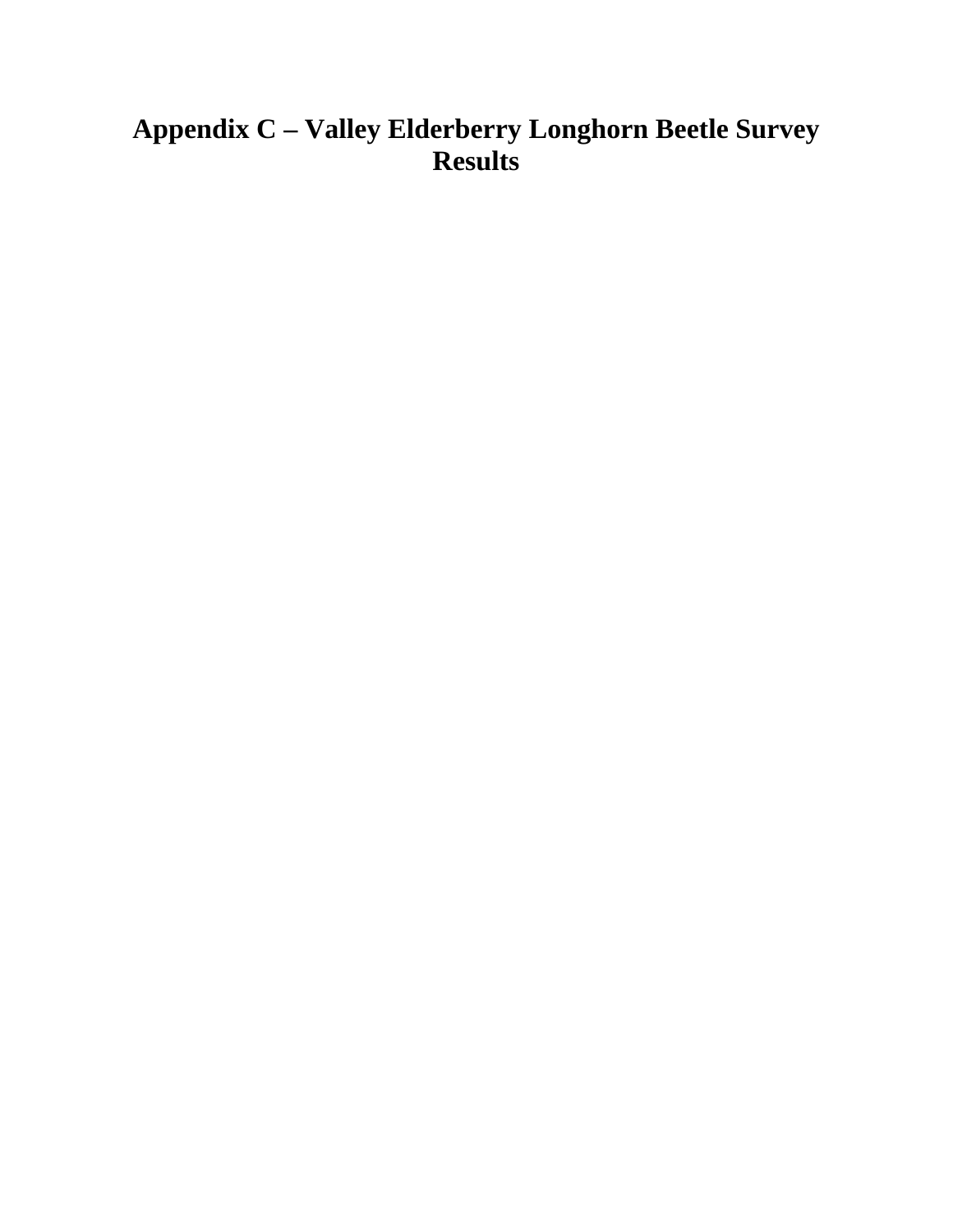# Appendix C – Valley Elderberry Longhorn Beetle Survey Results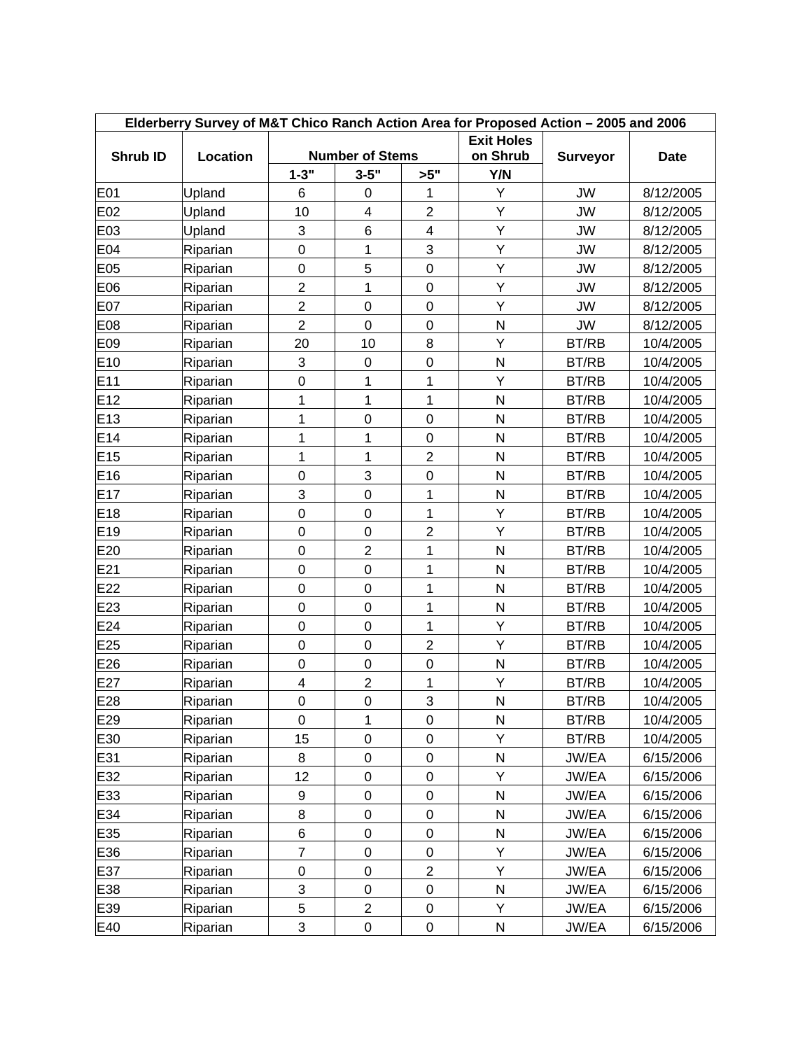| Elderberry Survey of M&T Chico Ranch Action Area for Proposed Action – 2005 and 2006 | | | | | | | |
|---|---|---|---|---|---|---|---|
| Shrub ID | Location | Number of Stems | | | Exit Holes on Shrub | Surveyor | Date |
| | | 1-3" | 3-5" | >5" | Y/N | | |
| E01 | Upland | 6 | 0 | 1 | Y | JW | 8/12/2005 |
| E02 | Upland | 10 | 4 | 2 | Y | JW | 8/12/2005 |
| E03 | Upland | 3 | 6 | 4 | Y | JW | 8/12/2005 |
| E04 | Riparian | 0 | 1 | 3 | Y | JW | 8/12/2005 |
| E05 | Riparian | 0 | 5 | 0 | Y | JW | 8/12/2005 |
| E06 | Riparian | 2 | 1 | 0 | Y | JW | 8/12/2005 |
| E07 | Riparian | 2 | 0 | 0 | Y | JW | 8/12/2005 |
| E08 | Riparian | 2 | 0 | 0 | N | JW | 8/12/2005 |
| E09 | Riparian | 20 | 10 | 8 | Y | BT/RB | 10/4/2005 |
| E10 | Riparian | 3 | 0 | 0 | N | BT/RB | 10/4/2005 |
| E11 | Riparian | 0 | 1 | 1 | Y | BT/RB | 10/4/2005 |
| E12 | Riparian | 1 | 1 | 1 | N | BT/RB | 10/4/2005 |
| E13 | Riparian | 1 | 0 | 0 | N | BT/RB | 10/4/2005 |
| E14 | Riparian | 1 | 1 | 0 | N | BT/RB | 10/4/2005 |
| E15 | Riparian | 1 | 1 | 2 | N | BT/RB | 10/4/2005 |
| E16 | Riparian | 0 | 3 | 0 | N | BT/RB | 10/4/2005 |
| E17 | Riparian | 3 | 0 | 1 | N | BT/RB | 10/4/2005 |
| E18 | Riparian | 0 | 0 | 1 | Y | BT/RB | 10/4/2005 |
| E19 | Riparian | 0 | 0 | 2 | Y | BT/RB | 10/4/2005 |
| E20 | Riparian | 0 | 2 | 1 | N | BT/RB | 10/4/2005 |
| E21 | Riparian | 0 | 0 | 1 | N | BT/RB | 10/4/2005 |
| E22 | Riparian | 0 | 0 | 1 | N | BT/RB | 10/4/2005 |
| E23 | Riparian | 0 | 0 | 1 | N | BT/RB | 10/4/2005 |
| E24 | Riparian | 0 | 0 | 1 | Y | BT/RB | 10/4/2005 |
| E25 | Riparian | 0 | 0 | 2 | Y | BT/RB | 10/4/2005 |
| E26 | Riparian | 0 | 0 | 0 | N | BT/RB | 10/4/2005 |
| E27 | Riparian | 4 | 2 | 1 | Y | BT/RB | 10/4/2005 |
| E28 | Riparian | 0 | 0 | 3 | N | BT/RB | 10/4/2005 |
| E29 | Riparian | 0 | 1 | 0 | N | BT/RB | 10/4/2005 |
| E30 | Riparian | 15 | 0 | 0 | Y | BT/RB | 10/4/2005 |
| E31 | Riparian | 8 | 0 | 0 | N | JW/EA | 6/15/2006 |
| E32 | Riparian | 12 | 0 | 0 | Y | JW/EA | 6/15/2006 |
| E33 | Riparian | 9 | 0 | 0 | N | JW/EA | 6/15/2006 |
| E34 | Riparian | 8 | 0 | 0 | N | JW/EA | 6/15/2006 |
| E35 | Riparian | 6 | 0 | 0 | N | JW/EA | 6/15/2006 |
| E36 | Riparian | 7 | 0 | 0 | Y | JW/EA | 6/15/2006 |
| E37 | Riparian | 0 | 0 | 2 | Y | JW/EA | 6/15/2006 |
| E38 | Riparian | 3 | 0 | 0 | N | JW/EA | 6/15/2006 |
| E39 | Riparian | 5 | 2 | 0 | Y | JW/EA | 6/15/2006 |
| E40 | Riparian | 3 | 0 | 0 | N | JW/EA | 6/15/2006 |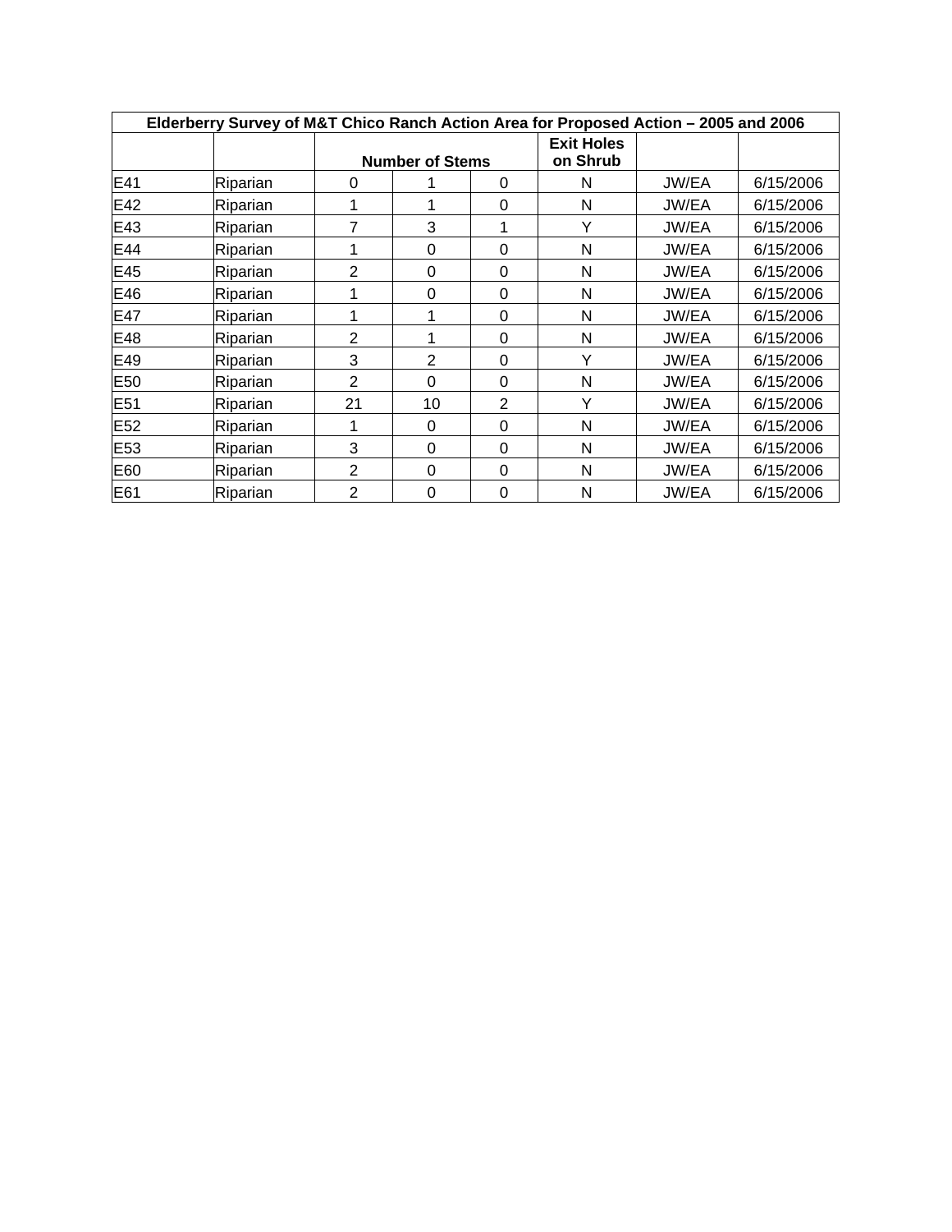| Elderberry Survey of M&T Chico Ranch Action Area for Proposed Action – 2005 and 2006 | | | | | | | |
|---|---|---|---|---|---|---|---|
| | | Number of Stems | | | Exit Holes on Shrub | | |
| E41 | Riparian | 0 | 1 | 0 | N | JW/EA | 6/15/2006 |
| E42 | Riparian | 1 | 1 | 0 | N | JW/EA | 6/15/2006 |
| E43 | Riparian | 7 | 3 | 1 | Y | JW/EA | 6/15/2006 |
| E44 | Riparian | 1 | 0 | 0 | N | JW/EA | 6/15/2006 |
| E45 | Riparian | 2 | 0 | 0 | N | JW/EA | 6/15/2006 |
| E46 | Riparian | 1 | 0 | 0 | N | JW/EA | 6/15/2006 |
| E47 | Riparian | 1 | 1 | 0 | N | JW/EA | 6/15/2006 |
| E48 | Riparian | 2 | 1 | 0 | N | JW/EA | 6/15/2006 |
| E49 | Riparian | 3 | 2 | 0 | Y | JW/EA | 6/15/2006 |
| E50 | Riparian | 2 | 0 | 0 | N | JW/EA | 6/15/2006 |
| E51 | Riparian | 21 | 10 | 2 | Y | JW/EA | 6/15/2006 |
| E52 | Riparian | 1 | 0 | 0 | N | JW/EA | 6/15/2006 |
| E53 | Riparian | 3 | 0 | 0 | N | JW/EA | 6/15/2006 |
| E60 | Riparian | 2 | 0 | 0 | N | JW/EA | 6/15/2006 |
| E61 | Riparian | 2 | 0 | 0 | N | JW/EA | 6/15/2006 |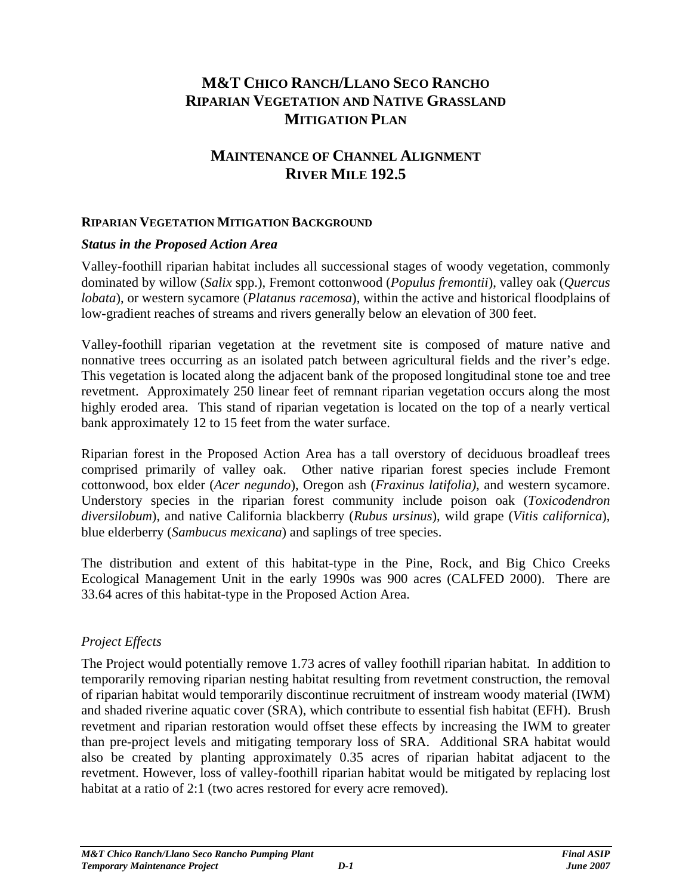# M&T Chico Ranch/Llano Seco Rancho Riparian Vegetation and Native Grassland Mitigation Plan

# Maintenance of Channel Alignment River Mile 192.5

## Riparian Vegetation Mitigation Background

### *Status in the Proposed Action Area*

Valley-foothill riparian habitat includes all successional stages of woody vegetation, commonly dominated by willow (*Salix* spp.), Fremont cottonwood (*Populus fremontii*), valley oak (*Quercus lobata*), or western sycamore (*Platanus racemosa*), within the active and historical floodplains of low-gradient reaches of streams and rivers generally below an elevation of 300 feet.

Valley-foothill riparian vegetation at the revetment site is composed of mature native and nonnative trees occurring as an isolated patch between agricultural fields and the river's edge. This vegetation is located along the adjacent bank of the proposed longitudinal stone toe and tree revetment. Approximately 250 linear feet of remnant riparian vegetation occurs along the most highly eroded area. This stand of riparian vegetation is located on the top of a nearly vertical bank approximately 12 to 15 feet from the water surface.

Riparian forest in the Proposed Action Area has a tall overstory of deciduous broadleaf trees comprised primarily of valley oak. Other native riparian forest species include Fremont cottonwood, box elder (*Acer negundo*), Oregon ash (*Fraxinus latifolia)*, and western sycamore. Understory species in the riparian forest community include poison oak (*Toxicodendron diversilobum*), and native California blackberry (*Rubus ursinus*), wild grape (*Vitis californica*), blue elderberry (*Sambucus mexicana*) and saplings of tree species.

The distribution and extent of this habitat-type in the Pine, Rock, and Big Chico Creeks Ecological Management Unit in the early 1990s was 900 acres (CALFED 2000). There are 33.64 acres of this habitat-type in the Proposed Action Area.

### *Project Effects*

The Project would potentially remove 1.73 acres of valley foothill riparian habitat. In addition to temporarily removing riparian nesting habitat resulting from revetment construction, the removal of riparian habitat would temporarily discontinue recruitment of instream woody material (IWM) and shaded riverine aquatic cover (SRA), which contribute to essential fish habitat (EFH). Brush revetment and riparian restoration would offset these effects by increasing the IWM to greater than pre-project levels and mitigating temporary loss of SRA. Additional SRA habitat would also be created by planting approximately 0.35 acres of riparian habitat adjacent to the revetment. However, loss of valley-foothill riparian habitat would be mitigated by replacing lost habitat at a ratio of 2:1 (two acres restored for every acre removed).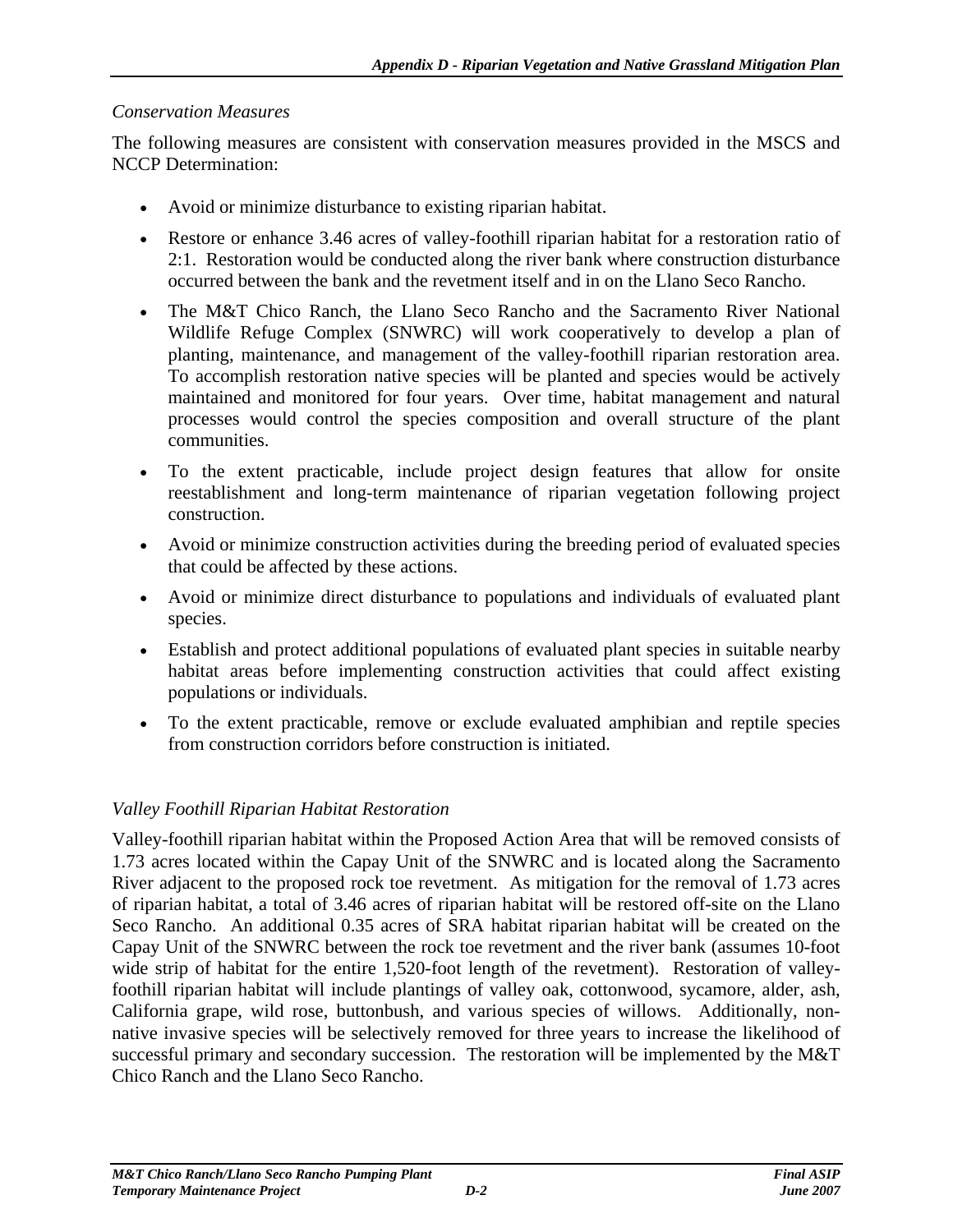*Conservation Measures*

The following measures are consistent with conservation measures provided in the MSCS and NCCP Determination:

- Avoid or minimize disturbance to existing riparian habitat.
- Restore or enhance 3.46 acres of valley-foothill riparian habitat for a restoration ratio of 2:1. Restoration would be conducted along the river bank where construction disturbance occurred between the bank and the revetment itself and in on the Llano Seco Rancho.
- The M&T Chico Ranch, the Llano Seco Rancho and the Sacramento River National Wildlife Refuge Complex (SNWRC) will work cooperatively to develop a plan of planting, maintenance, and management of the valley-foothill riparian restoration area. To accomplish restoration native species will be planted and species would be actively maintained and monitored for four years. Over time, habitat management and natural processes would control the species composition and overall structure of the plant communities.
- To the extent practicable, include project design features that allow for onsite reestablishment and long-term maintenance of riparian vegetation following project construction.
- Avoid or minimize construction activities during the breeding period of evaluated species that could be affected by these actions.
- Avoid or minimize direct disturbance to populations and individuals of evaluated plant species.
- Establish and protect additional populations of evaluated plant species in suitable nearby habitat areas before implementing construction activities that could affect existing populations or individuals.
- To the extent practicable, remove or exclude evaluated amphibian and reptile species from construction corridors before construction is initiated.

*Valley Foothill Riparian Habitat Restoration*

Valley-foothill riparian habitat within the Proposed Action Area that will be removed consists of 1.73 acres located within the Capay Unit of the SNWRC and is located along the Sacramento River adjacent to the proposed rock toe revetment. As mitigation for the removal of 1.73 acres of riparian habitat, a total of 3.46 acres of riparian habitat will be restored off-site on the Llano Seco Rancho. An additional 0.35 acres of SRA habitat riparian habitat will be created on the Capay Unit of the SNWRC between the rock toe revetment and the river bank (assumes 10-foot wide strip of habitat for the entire 1,520-foot length of the revetment). Restoration of valley-foothill riparian habitat will include plantings of valley oak, cottonwood, sycamore, alder, ash, California grape, wild rose, buttonbush, and various species of willows. Additionally, non-native invasive species will be selectively removed for three years to increase the likelihood of successful primary and secondary succession. The restoration will be implemented by the M&T Chico Ranch and the Llano Seco Rancho.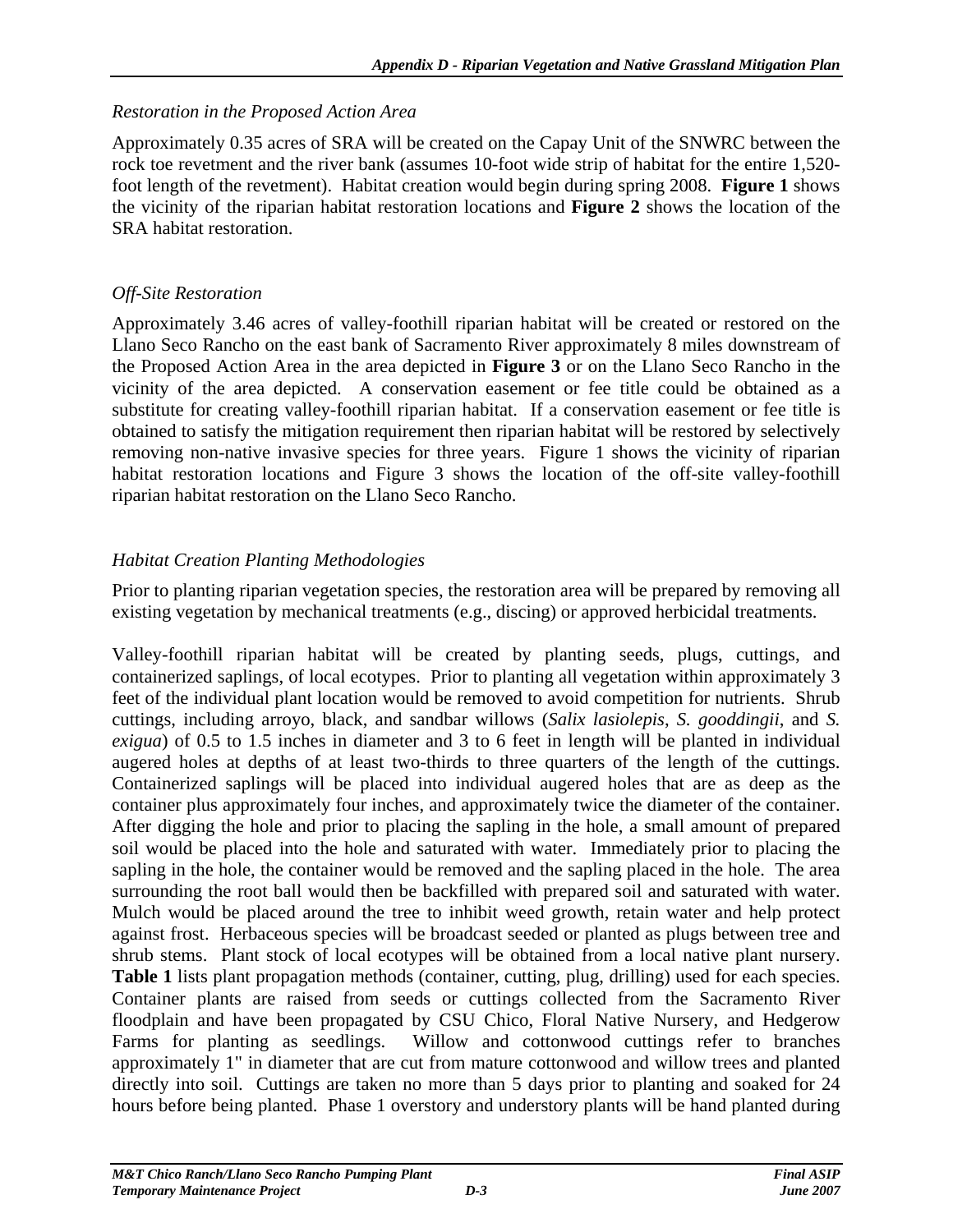*Restoration in the Proposed Action Area*

Approximately 0.35 acres of SRA will be created on the Capay Unit of the SNWRC between the rock toe revetment and the river bank (assumes 10-foot wide strip of habitat for the entire 1,520-foot length of the revetment). Habitat creation would begin during spring 2008. **Figure 1** shows the vicinity of the riparian habitat restoration locations and **Figure 2** shows the location of the SRA habitat restoration.

*Off-Site Restoration*

Approximately 3.46 acres of valley-foothill riparian habitat will be created or restored on the Llano Seco Rancho on the east bank of Sacramento River approximately 8 miles downstream of the Proposed Action Area in the area depicted in **Figure 3** or on the Llano Seco Rancho in the vicinity of the area depicted. A conservation easement or fee title could be obtained as a substitute for creating valley-foothill riparian habitat. If a conservation easement or fee title is obtained to satisfy the mitigation requirement then riparian habitat will be restored by selectively removing non-native invasive species for three years. Figure 1 shows the vicinity of riparian habitat restoration locations and Figure 3 shows the location of the off-site valley-foothill riparian habitat restoration on the Llano Seco Rancho.

*Habitat Creation Planting Methodologies*

Prior to planting riparian vegetation species, the restoration area will be prepared by removing all existing vegetation by mechanical treatments (e.g., discing) or approved herbicidal treatments.

Valley-foothill riparian habitat will be created by planting seeds, plugs, cuttings, and containerized saplings, of local ecotypes. Prior to planting all vegetation within approximately 3 feet of the individual plant location would be removed to avoid competition for nutrients. Shrub cuttings, including arroyo, black, and sandbar willows (*Salix lasiolepis*, *S. gooddingii*, and *S. exigua*) of 0.5 to 1.5 inches in diameter and 3 to 6 feet in length will be planted in individual augered holes at depths of at least two-thirds to three quarters of the length of the cuttings. Containerized saplings will be placed into individual augered holes that are as deep as the container plus approximately four inches, and approximately twice the diameter of the container. After digging the hole and prior to placing the sapling in the hole, a small amount of prepared soil would be placed into the hole and saturated with water. Immediately prior to placing the sapling in the hole, the container would be removed and the sapling placed in the hole. The area surrounding the root ball would then be backfilled with prepared soil and saturated with water. Mulch would be placed around the tree to inhibit weed growth, retain water and help protect against frost. Herbaceous species will be broadcast seeded or planted as plugs between tree and shrub stems. Plant stock of local ecotypes will be obtained from a local native plant nursery. **Table 1** lists plant propagation methods (container, cutting, plug, drilling) used for each species. Container plants are raised from seeds or cuttings collected from the Sacramento River floodplain and have been propagated by CSU Chico, Floral Native Nursery, and Hedgerow Farms for planting as seedlings. Willow and cottonwood cuttings refer to branches approximately 1" in diameter that are cut from mature cottonwood and willow trees and planted directly into soil. Cuttings are taken no more than 5 days prior to planting and soaked for 24 hours before being planted. Phase 1 overstory and understory plants will be hand planted during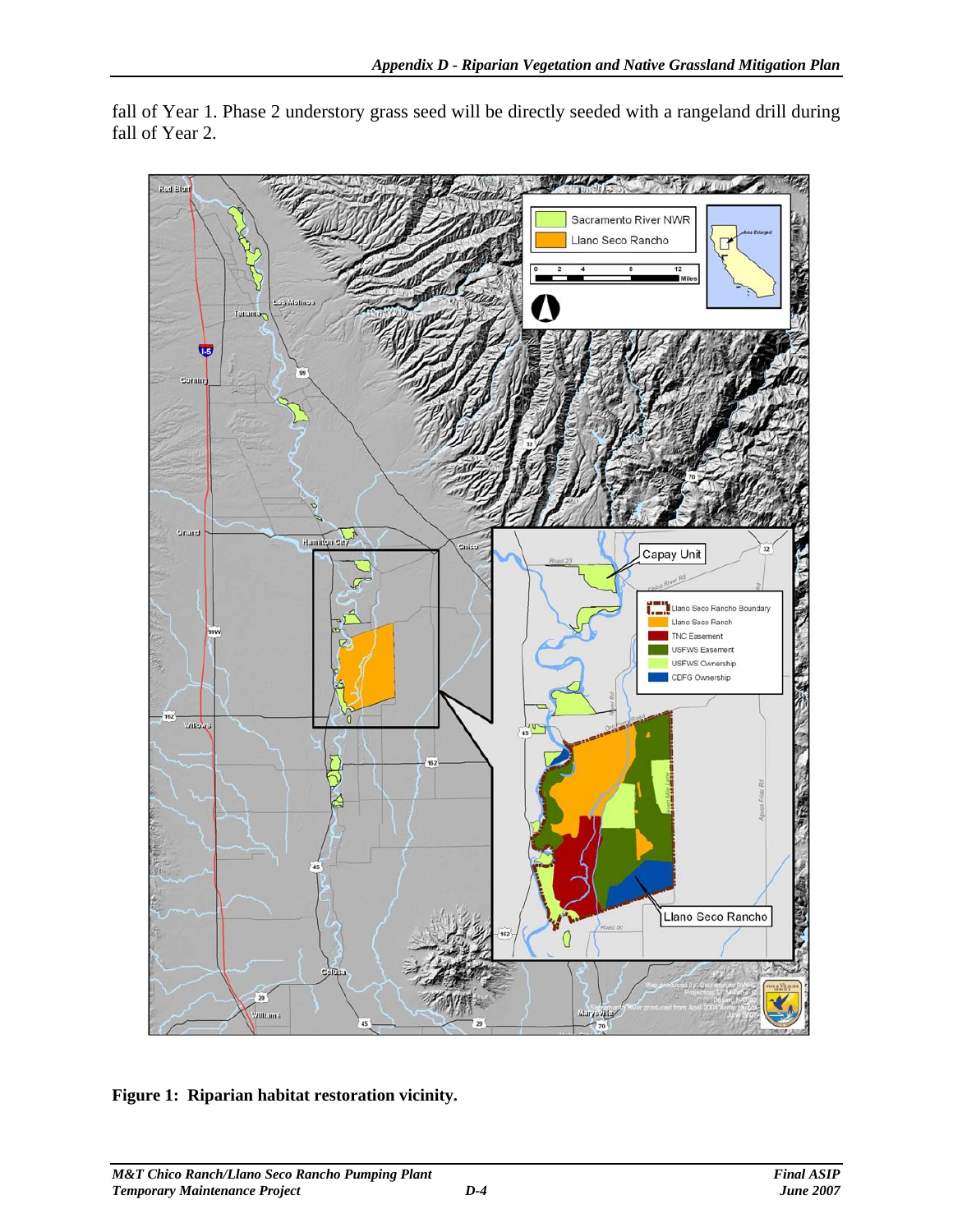fall of Year 1. Phase 2 understory grass seed will be directly seeded with a rangeland drill during fall of Year 2.

**Figure 1: Riparian habitat restoration vicinity.**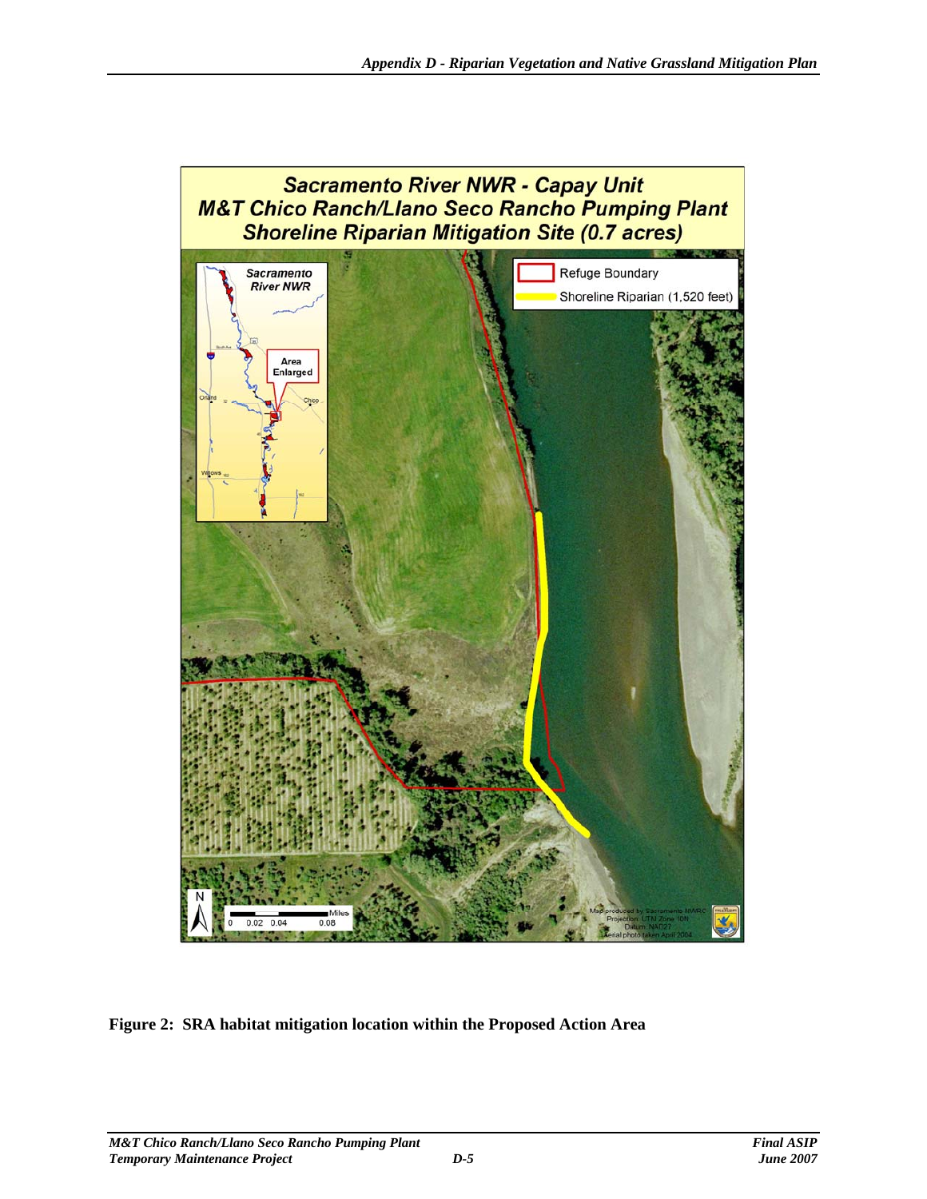**Sacramento River NWR - Capay Unit**
**M&T Chico Ranch/Llano Seco Rancho Pumping Plant**
**Shoreline Riparian Mitigation Site (0.7 acres)**

Refuge Boundary

Shoreline Riparian (1,520 feet)

Sacramento River NWR

Area Enlarged

Orland

Chico

Willows

Miles

0 0.02 0.04 0.08

Map produced by Sacramento NWRC
Projection: UTM Zone 10N
Datum: NAD27
Aerial photo taken April 2004

**Figure 2: SRA habitat mitigation location within the Proposed Action Area**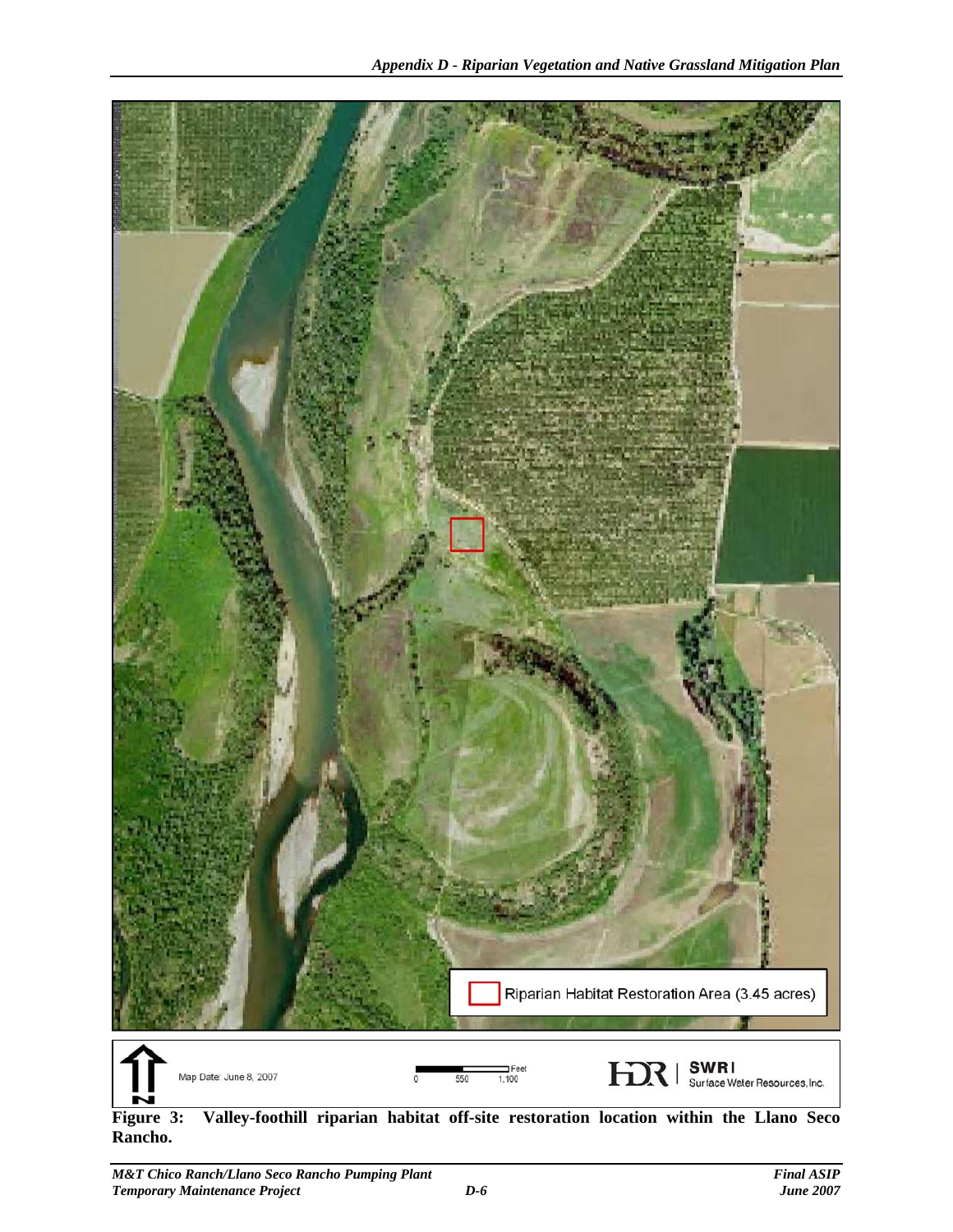Riparian Habitat Restoration Area (3.45 acres)

Map Date: June 8, 2007

0 550 1,100 Feet

HDR | SWRI Surface Water Resources, Inc.

**Figure 3: Valley-foothill riparian habitat off-site restoration location within the Llano Seco Rancho.**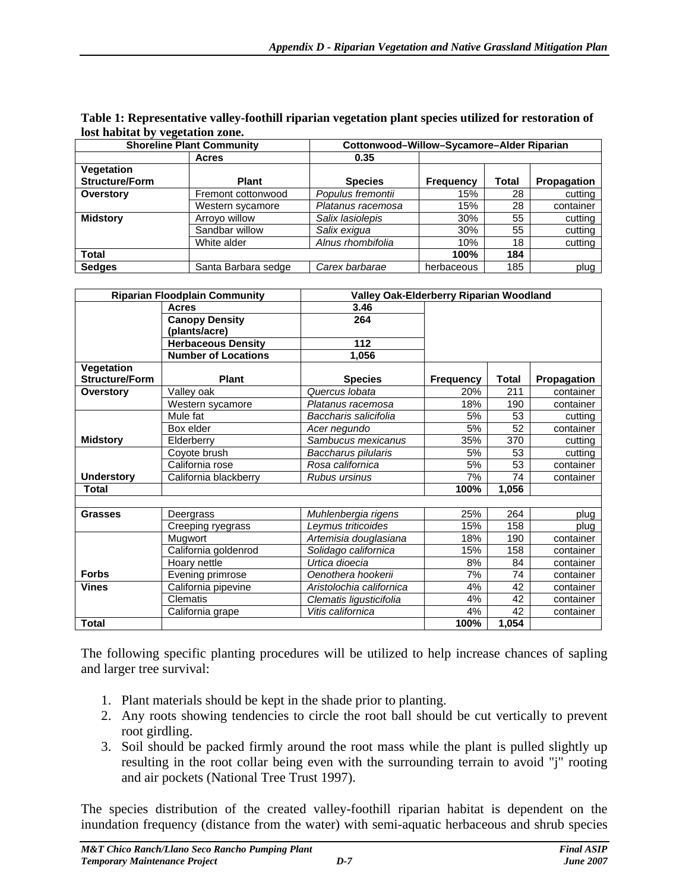**Table 1: Representative valley-foothill riparian vegetation plant species utilized for restoration of lost habitat by vegetation zone.**

| Shoreline Plant Community | | Cottonwood–Willow–Sycamore–Alder Riparian | | | |
|---|---|---|---|---|---|
| | **Acres** | **0.35** | | | |
| **Vegetation Structure/Form** | **Plant** | **Species** | **Frequency** | **Total** | **Propagation** |
| **Overstory** | Fremont cottonwood | *Populus fremontii* | 15% | 28 | cutting |
| | Western sycamore | *Platanus racemosa* | 15% | 28 | container |
| **Midstory** | Arroyo willow | *Salix lasiolepis* | 30% | 55 | cutting |
| | Sandbar willow | *Salix exigua* | 30% | 55 | cutting |
| | White alder | *Alnus rhombifolia* | 10% | 18 | cutting |
| **Total** | | | **100%** | **184** | |
| **Sedges** | Santa Barbara sedge | *Carex barbarae* | herbaceous | 185 | plug |

| Riparian Floodplain Community | | Valley Oak-Elderberry Riparian Woodland | | | |
|---|---|---|---|---|---|
| | **Acres** | **3.46** | | | |
| | **Canopy Density (plants/acre)** | **264** | | | |
| | **Herbaceous Density** | **112** | | | |
| | **Number of Locations** | **1,056** | | | |
| **Vegetation Structure/Form** | **Plant** | **Species** | **Frequency** | **Total** | **Propagation** |
| **Overstory** | Valley oak | *Quercus lobata* | 20% | 211 | container |
| | Western sycamore | *Platanus racemosa* | 18% | 190 | container |
| | Mule fat | *Baccharis salicifolia* | 5% | 53 | cutting |
| | Box elder | *Acer negundo* | 5% | 52 | container |
| **Midstory** | Elderberry | *Sambucus mexicanus* | 35% | 370 | cutting |
| | Coyote brush | *Baccharus pilularis* | 5% | 53 | cutting |
| | California rose | *Rosa californica* | 5% | 53 | container |
| **Understory** | California blackberry | *Rubus ursinus* | 7% | 74 | container |
| **Total** | | | **100%** | **1,056** | |
| | | | | | |
| **Grasses** | Deergrass | *Muhlenbergia rigens* | 25% | 264 | plug |
| | Creeping ryegrass | *Leymus triticoides* | 15% | 158 | plug |
| | Mugwort | *Artemisia douglasiana* | 18% | 190 | container |
| | California goldenrod | *Solidago californica* | 15% | 158 | container |
| | Hoary nettle | *Urtica dioecia* | 8% | 84 | container |
| **Forbs** | Evening primrose | *Oenothera hookerii* | 7% | 74 | container |
| **Vines** | California pipevine | *Aristolochia californica* | 4% | 42 | container |
| | Clematis | *Clematis ligusticifolia* | 4% | 42 | container |
| | California grape | *Vitis californica* | 4% | 42 | container |
| **Total** | | | **100%** | **1,054** | |

The following specific planting procedures will be utilized to help increase chances of sapling and larger tree survival:

1. Plant materials should be kept in the shade prior to planting.
2. Any roots showing tendencies to circle the root ball should be cut vertically to prevent root girdling.
3. Soil should be packed firmly around the root mass while the plant is pulled slightly up resulting in the root collar being even with the surrounding terrain to avoid "j" rooting and air pockets (National Tree Trust 1997).

The species distribution of the created valley-foothill riparian habitat is dependent on the inundation frequency (distance from the water) with semi-aquatic herbaceous and shrub species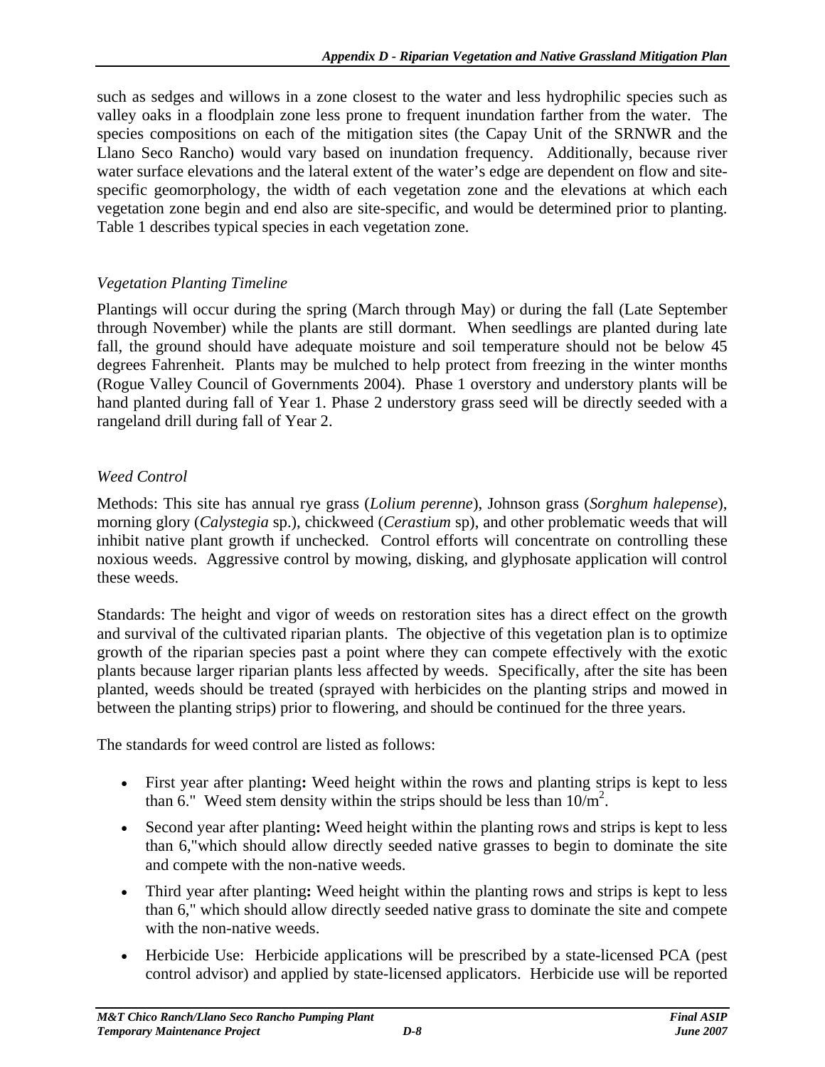such as sedges and willows in a zone closest to the water and less hydrophilic species such as valley oaks in a floodplain zone less prone to frequent inundation farther from the water. The species compositions on each of the mitigation sites (the Capay Unit of the SRNWR and the Llano Seco Rancho) would vary based on inundation frequency. Additionally, because river water surface elevations and the lateral extent of the water's edge are dependent on flow and site-specific geomorphology, the width of each vegetation zone and the elevations at which each vegetation zone begin and end also are site-specific, and would be determined prior to planting. Table 1 describes typical species in each vegetation zone.

*Vegetation Planting Timeline*

Plantings will occur during the spring (March through May) or during the fall (Late September through November) while the plants are still dormant. When seedlings are planted during late fall, the ground should have adequate moisture and soil temperature should not be below 45 degrees Fahrenheit. Plants may be mulched to help protect from freezing in the winter months (Rogue Valley Council of Governments 2004). Phase 1 overstory and understory plants will be hand planted during fall of Year 1. Phase 2 understory grass seed will be directly seeded with a rangeland drill during fall of Year 2.

*Weed Control*

Methods: This site has annual rye grass (*Lolium perenne*), Johnson grass (*Sorghum halepense*), morning glory (*Calystegia* sp.), chickweed (*Cerastium* sp), and other problematic weeds that will inhibit native plant growth if unchecked. Control efforts will concentrate on controlling these noxious weeds. Aggressive control by mowing, disking, and glyphosate application will control these weeds.

Standards: The height and vigor of weeds on restoration sites has a direct effect on the growth and survival of the cultivated riparian plants. The objective of this vegetation plan is to optimize growth of the riparian species past a point where they can compete effectively with the exotic plants because larger riparian plants less affected by weeds. Specifically, after the site has been planted, weeds should be treated (sprayed with herbicides on the planting strips and mowed in between the planting strips) prior to flowering, and should be continued for the three years.

The standards for weed control are listed as follows:

- First year after planting**:** Weed height within the rows and planting strips is kept to less than 6." Weed stem density within the strips should be less than $10/m^2$.
- Second year after planting**:** Weed height within the planting rows and strips is kept to less than 6,"which should allow directly seeded native grasses to begin to dominate the site and compete with the non-native weeds.
- Third year after planting**:** Weed height within the planting rows and strips is kept to less than 6," which should allow directly seeded native grass to dominate the site and compete with the non-native weeds.
- Herbicide Use: Herbicide applications will be prescribed by a state-licensed PCA (pest control advisor) and applied by state-licensed applicators. Herbicide use will be reported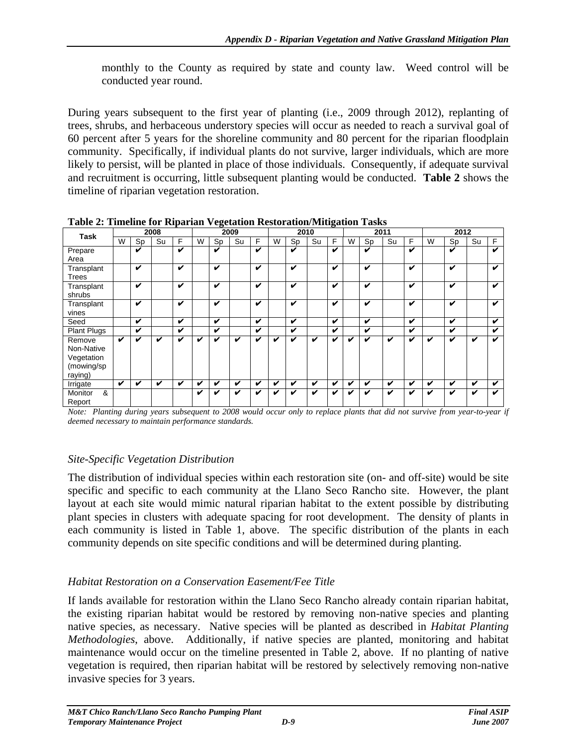monthly to the County as required by state and county law. Weed control will be conducted year round.

During years subsequent to the first year of planting (i.e., 2009 through 2012), replanting of trees, shrubs, and herbaceous understory species will occur as needed to reach a survival goal of 60 percent after 5 years for the shoreline community and 80 percent for the riparian floodplain community. Specifically, if individual plants do not survive, larger individuals, which are more likely to persist, will be planted in place of those individuals. Consequently, if adequate survival and recruitment is occurring, little subsequent planting would be conducted. **Table 2** shows the timeline of riparian vegetation restoration.

**Table 2: Timeline for Riparian Vegetation Restoration/Mitigation Tasks**

| Task | 2008 | | | | 2009 | | | | 2010 | | | | 2011 | | | | 2012 | | | |
|---|---|---|---|---|---|---|---|---|---|---|---|---|---|---|---|---|---|---|---|---|
| | W | Sp | Su | F | W | Sp | Su | F | W | Sp | Su | F | W | Sp | Su | F | W | Sp | Su | F |
| Prepare Area | | ✔ | | ✔ | | ✔ | | ✔ | | ✔ | | ✔ | | ✔ | | ✔ | | ✔ | | ✔ |
| Transplant Trees | | ✔ | | ✔ | | ✔ | | ✔ | | ✔ | | ✔ | | ✔ | | ✔ | | ✔ | | ✔ |
| Transplant shrubs | | ✔ | | ✔ | | ✔ | | ✔ | | ✔ | | ✔ | | ✔ | | ✔ | | ✔ | | ✔ |
| Transplant vines | | ✔ | | ✔ | | ✔ | | ✔ | | ✔ | | ✔ | | ✔ | | ✔ | | ✔ | | ✔ |
| Seed | | ✔ | | ✔ | | ✔ | | ✔ | | ✔ | | ✔ | | ✔ | | ✔ | | ✔ | | ✔ |
| Plant Plugs | | ✔ | | ✔ | | ✔ | | ✔ | | ✔ | | ✔ | | ✔ | | ✔ | | ✔ | | ✔ |
| Remove Non-Native Vegetation (mowing/spraying) | ✔ | ✔ | ✔ | ✔ | ✔ | ✔ | ✔ | ✔ | ✔ | ✔ | ✔ | ✔ | ✔ | ✔ | ✔ | ✔ | ✔ | ✔ | ✔ | ✔ |
| Irrigate | ✔ | ✔ | ✔ | ✔ | ✔ | ✔ | ✔ | ✔ | ✔ | ✔ | ✔ | ✔ | ✔ | ✔ | ✔ | ✔ | ✔ | ✔ | ✔ | ✔ |
| Monitor & Report | | | | | ✔ | ✔ | ✔ | ✔ | ✔ | ✔ | ✔ | ✔ | ✔ | ✔ | ✔ | ✔ | ✔ | ✔ | ✔ | ✔ |

*Note: Planting during years subsequent to 2008 would occur only to replace plants that did not survive from year-to-year if deemed necessary to maintain performance standards.*

### *Site-Specific Vegetation Distribution*

The distribution of individual species within each restoration site (on- and off-site) would be site specific and specific to each community at the Llano Seco Rancho site. However, the plant layout at each site would mimic natural riparian habitat to the extent possible by distributing plant species in clusters with adequate spacing for root development. The density of plants in each community is listed in Table 1, above. The specific distribution of the plants in each community depends on site specific conditions and will be determined during planting.

### *Habitat Restoration on a Conservation Easement/Fee Title*

If lands available for restoration within the Llano Seco Rancho already contain riparian habitat, the existing riparian habitat would be restored by removing non-native species and planting native species, as necessary. Native species will be planted as described in *Habitat Planting Methodologies*, above. Additionally, if native species are planted, monitoring and habitat maintenance would occur on the timeline presented in Table 2, above. If no planting of native vegetation is required, then riparian habitat will be restored by selectively removing non-native invasive species for 3 years.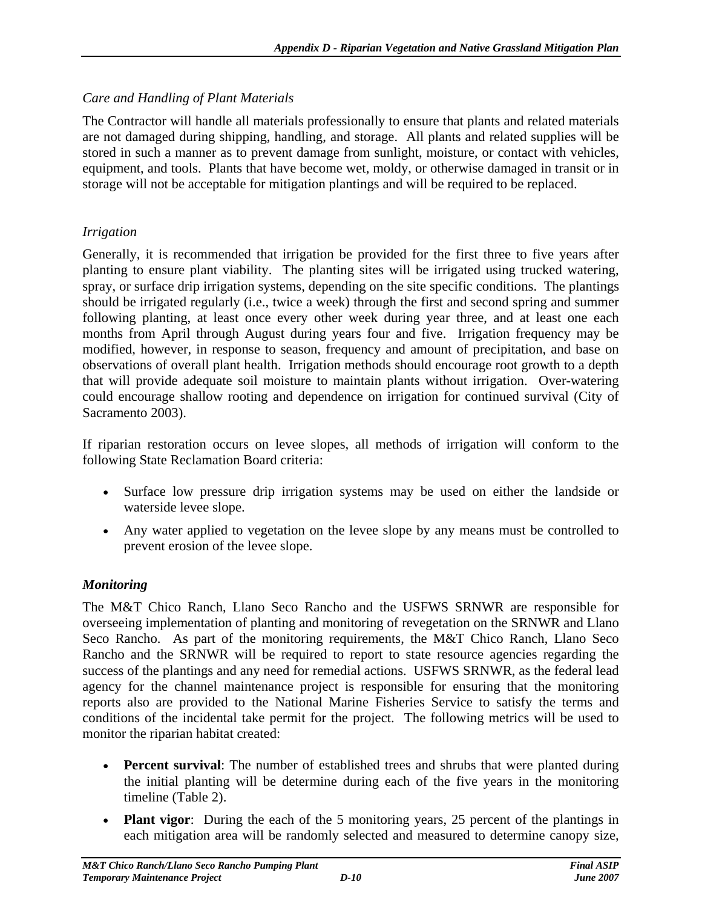*Care and Handling of Plant Materials*

The Contractor will handle all materials professionally to ensure that plants and related materials are not damaged during shipping, handling, and storage. All plants and related supplies will be stored in such a manner as to prevent damage from sunlight, moisture, or contact with vehicles, equipment, and tools. Plants that have become wet, moldy, or otherwise damaged in transit or in storage will not be acceptable for mitigation plantings and will be required to be replaced.

*Irrigation*

Generally, it is recommended that irrigation be provided for the first three to five years after planting to ensure plant viability. The planting sites will be irrigated using trucked watering, spray, or surface drip irrigation systems, depending on the site specific conditions. The plantings should be irrigated regularly (i.e., twice a week) through the first and second spring and summer following planting, at least once every other week during year three, and at least one each months from April through August during years four and five. Irrigation frequency may be modified, however, in response to season, frequency and amount of precipitation, and base on observations of overall plant health. Irrigation methods should encourage root growth to a depth that will provide adequate soil moisture to maintain plants without irrigation. Over-watering could encourage shallow rooting and dependence on irrigation for continued survival (City of Sacramento 2003).

If riparian restoration occurs on levee slopes, all methods of irrigation will conform to the following State Reclamation Board criteria:

- Surface low pressure drip irrigation systems may be used on either the landside or waterside levee slope.
- Any water applied to vegetation on the levee slope by any means must be controlled to prevent erosion of the levee slope.

***Monitoring***

The M&T Chico Ranch, Llano Seco Rancho and the USFWS SRNWR are responsible for overseeing implementation of planting and monitoring of revegetation on the SRNWR and Llano Seco Rancho. As part of the monitoring requirements, the M&T Chico Ranch, Llano Seco Rancho and the SRNWR will be required to report to state resource agencies regarding the success of the plantings and any need for remedial actions. USFWS SRNWR, as the federal lead agency for the channel maintenance project is responsible for ensuring that the monitoring reports also are provided to the National Marine Fisheries Service to satisfy the terms and conditions of the incidental take permit for the project. The following metrics will be used to monitor the riparian habitat created:

- **Percent survival**: The number of established trees and shrubs that were planted during the initial planting will be determine during each of the five years in the monitoring timeline (Table 2).
- **Plant vigor**: During the each of the 5 monitoring years, 25 percent of the plantings in each mitigation area will be randomly selected and measured to determine canopy size,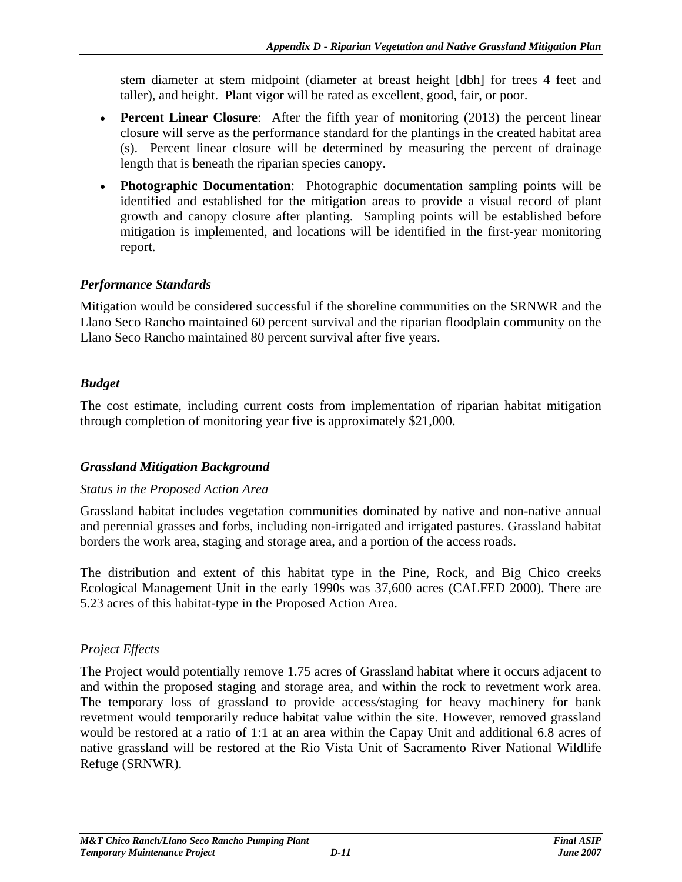stem diameter at stem midpoint (diameter at breast height [dbh] for trees 4 feet and taller), and height. Plant vigor will be rated as excellent, good, fair, or poor.

- **Percent Linear Closure**: After the fifth year of monitoring (2013) the percent linear closure will serve as the performance standard for the plantings in the created habitat area (s). Percent linear closure will be determined by measuring the percent of drainage length that is beneath the riparian species canopy.
- **Photographic Documentation**: Photographic documentation sampling points will be identified and established for the mitigation areas to provide a visual record of plant growth and canopy closure after planting. Sampling points will be established before mitigation is implemented, and locations will be identified in the first-year monitoring report.

### *Performance Standards*

Mitigation would be considered successful if the shoreline communities on the SRNWR and the Llano Seco Rancho maintained 60 percent survival and the riparian floodplain community on the Llano Seco Rancho maintained 80 percent survival after five years.

### *Budget*

The cost estimate, including current costs from implementation of riparian habitat mitigation through completion of monitoring year five is approximately $21,000.

### *Grassland Mitigation Background*

*Status in the Proposed Action Area*

Grassland habitat includes vegetation communities dominated by native and non-native annual and perennial grasses and forbs, including non-irrigated and irrigated pastures. Grassland habitat borders the work area, staging and storage area, and a portion of the access roads.

The distribution and extent of this habitat type in the Pine, Rock, and Big Chico creeks Ecological Management Unit in the early 1990s was 37,600 acres (CALFED 2000). There are 5.23 acres of this habitat-type in the Proposed Action Area.

*Project Effects*

The Project would potentially remove 1.75 acres of Grassland habitat where it occurs adjacent to and within the proposed staging and storage area, and within the rock to revetment work area. The temporary loss of grassland to provide access/staging for heavy machinery for bank revetment would temporarily reduce habitat value within the site. However, removed grassland would be restored at a ratio of 1:1 at an area within the Capay Unit and additional 6.8 acres of native grassland will be restored at the Rio Vista Unit of Sacramento River National Wildlife Refuge (SRNWR).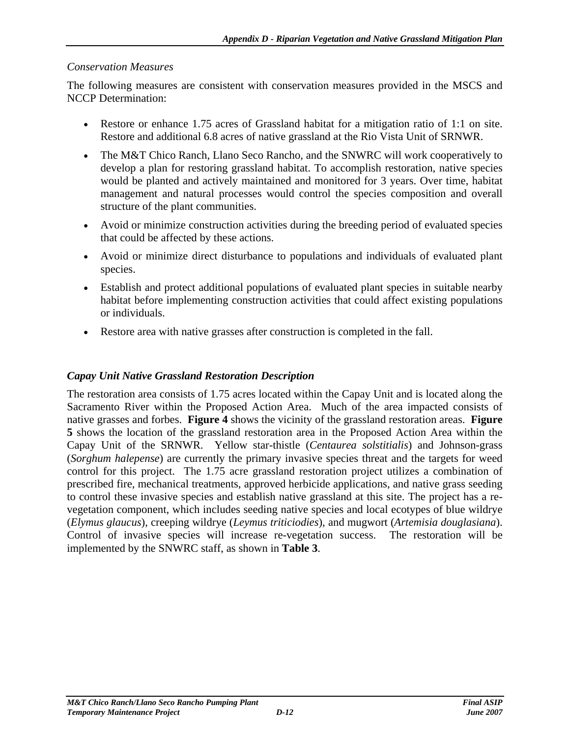*Conservation Measures*

The following measures are consistent with conservation measures provided in the MSCS and NCCP Determination:

- Restore or enhance 1.75 acres of Grassland habitat for a mitigation ratio of 1:1 on site. Restore and additional 6.8 acres of native grassland at the Rio Vista Unit of SRNWR.
- The M&T Chico Ranch, Llano Seco Rancho, and the SNWRC will work cooperatively to develop a plan for restoring grassland habitat. To accomplish restoration, native species would be planted and actively maintained and monitored for 3 years. Over time, habitat management and natural processes would control the species composition and overall structure of the plant communities.
- Avoid or minimize construction activities during the breeding period of evaluated species that could be affected by these actions.
- Avoid or minimize direct disturbance to populations and individuals of evaluated plant species.
- Establish and protect additional populations of evaluated plant species in suitable nearby habitat before implementing construction activities that could affect existing populations or individuals.
- Restore area with native grasses after construction is completed in the fall.

***Capay Unit Native Grassland Restoration Description***

The restoration area consists of 1.75 acres located within the Capay Unit and is located along the Sacramento River within the Proposed Action Area. Much of the area impacted consists of native grasses and forbes. **Figure 4** shows the vicinity of the grassland restoration areas. **Figure 5** shows the location of the grassland restoration area in the Proposed Action Area within the Capay Unit of the SRNWR. Yellow star-thistle (*Centaurea solstitialis*) and Johnson-grass (*Sorghum halepense*) are currently the primary invasive species threat and the targets for weed control for this project. The 1.75 acre grassland restoration project utilizes a combination of prescribed fire, mechanical treatments, approved herbicide applications, and native grass seeding to control these invasive species and establish native grassland at this site. The project has a re-vegetation component, which includes seeding native species and local ecotypes of blue wildrye (*Elymus glaucus*), creeping wildrye (*Leymus triticiodies*), and mugwort (*Artemisia douglasiana*). Control of invasive species will increase re-vegetation success. The restoration will be implemented by the SNWRC staff, as shown in **Table 3**.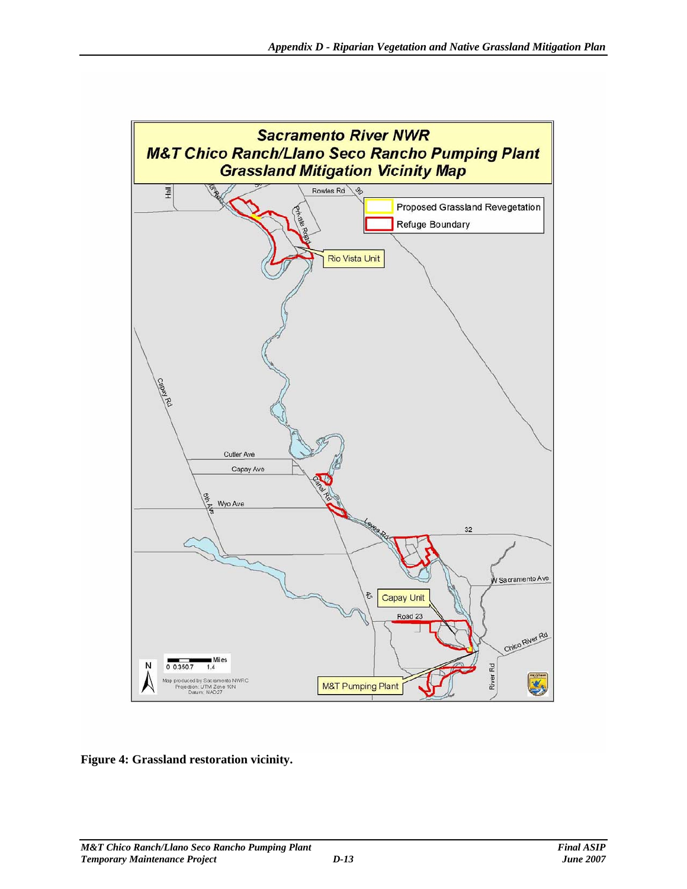**Figure 4: Grassland restoration vicinity.**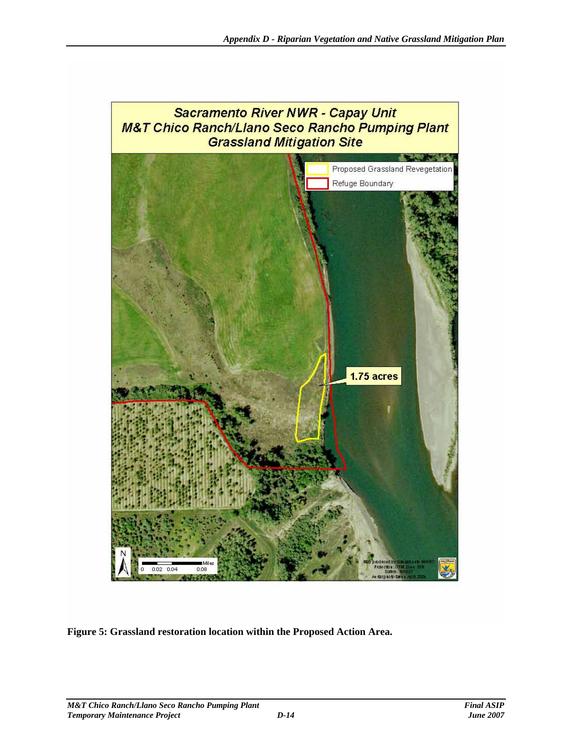Sacramento River NWR - Capay Unit
M&T Chico Ranch/Llano Seco Rancho Pumping Plant
Grassland Mitigation Site

Proposed Grassland Revegetation
Refuge Boundary

1.75 acres

**Figure 5: Grassland restoration location within the Proposed Action Area.**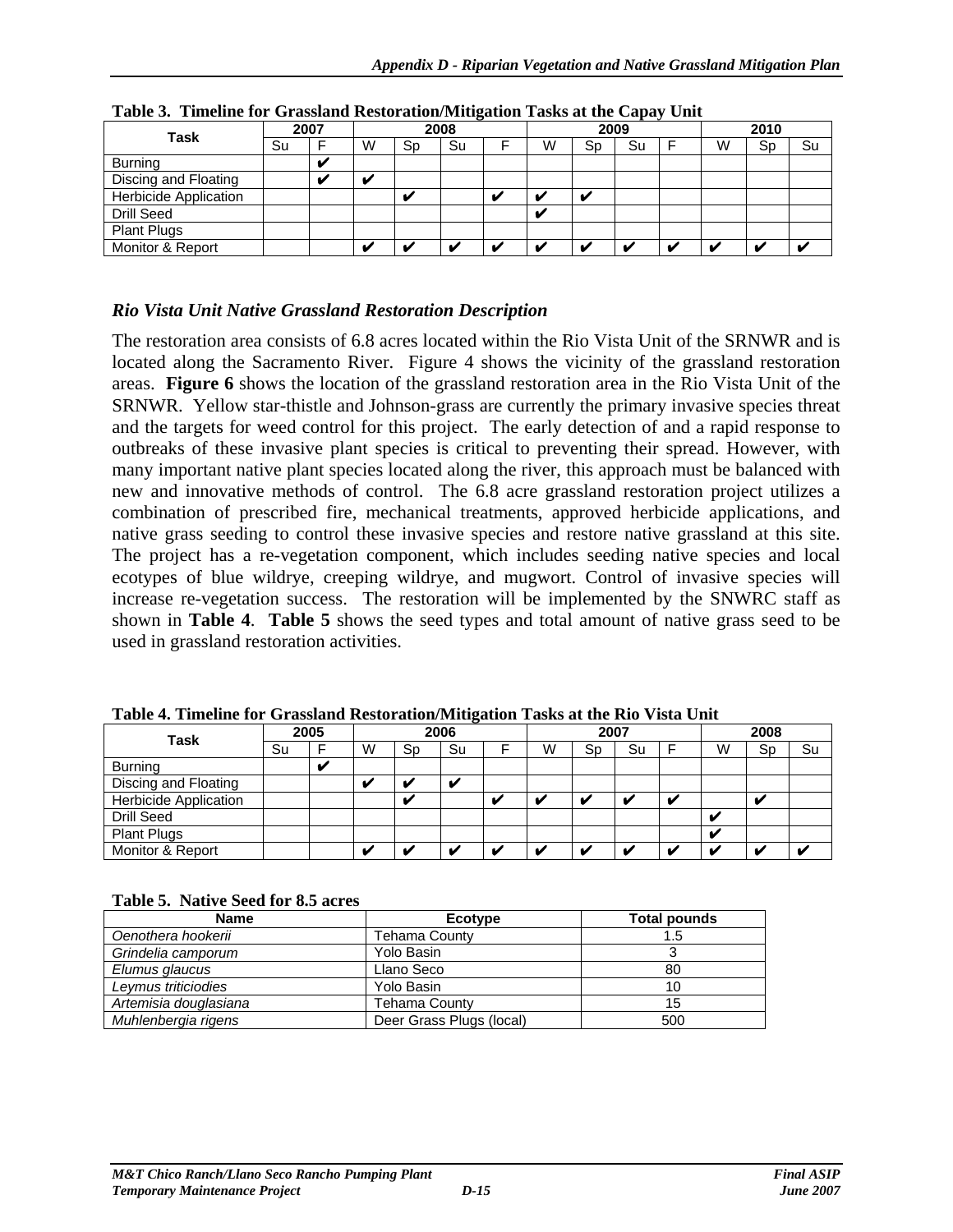**Table 3. Timeline for Grassland Restoration/Mitigation Tasks at the Capay Unit**

| Task | 2007 | | 2008 | | | | 2009 | | | | 2010 | | |
|---|---|---|---|---|---|---|---|---|---|---|---|---|---|
| | Su | F | W | Sp | Su | F | W | Sp | Su | F | W | Sp | Su |
| Burning | | ✔ | | | | | | | | | | | |
| Discing and Floating | | ✔ | ✔ | | | | | | | | | | |
| Herbicide Application | | | | ✔ | | ✔ | ✔ | ✔ | | | | | |
| Drill Seed | | | | | | | ✔ | | | | | | |
| Plant Plugs | | | | | | | | | | | | | |
| Monitor & Report | | | ✔ | ✔ | ✔ | ✔ | ✔ | ✔ | ✔ | ✔ | ✔ | ✔ | ✔ |

### *Rio Vista Unit Native Grassland Restoration Description*

The restoration area consists of 6.8 acres located within the Rio Vista Unit of the SRNWR and is located along the Sacramento River. Figure 4 shows the vicinity of the grassland restoration areas. **Figure 6** shows the location of the grassland restoration area in the Rio Vista Unit of the SRNWR. Yellow star-thistle and Johnson-grass are currently the primary invasive species threat and the targets for weed control for this project. The early detection of and a rapid response to outbreaks of these invasive plant species is critical to preventing their spread. However, with many important native plant species located along the river, this approach must be balanced with new and innovative methods of control. The 6.8 acre grassland restoration project utilizes a combination of prescribed fire, mechanical treatments, approved herbicide applications, and native grass seeding to control these invasive species and restore native grassland at this site. The project has a re-vegetation component, which includes seeding native species and local ecotypes of blue wildrye, creeping wildrye, and mugwort. Control of invasive species will increase re-vegetation success. The restoration will be implemented by the SNWRC staff as shown in **Table 4**. **Table 5** shows the seed types and total amount of native grass seed to be used in grassland restoration activities.

**Table 4. Timeline for Grassland Restoration/Mitigation Tasks at the Rio Vista Unit**

| Task | 2005 | | 2006 | | | | 2007 | | | | 2008 | | |
|---|---|---|---|---|---|---|---|---|---|---|---|---|---|
| | Su | F | W | Sp | Su | F | W | Sp | Su | F | W | Sp | Su |
| Burning | | ✔ | | | | | | | | | | | |
| Discing and Floating | | | ✔ | ✔ | ✔ | | | | | | | | |
| Herbicide Application | | | | ✔ | | ✔ | ✔ | ✔ | ✔ | ✔ | | ✔ | |
| Drill Seed | | | | | | | | | | | ✔ | | |
| Plant Plugs | | | | | | | | | | | ✔ | | |
| Monitor & Report | | | ✔ | ✔ | ✔ | ✔ | ✔ | ✔ | ✔ | ✔ | ✔ | ✔ | ✔ |

**Table 5. Native Seed for 8.5 acres**

| Name | Ecotype | Total pounds |
|---|---|---|
| *Oenothera hookerii* | Tehama County | 1.5 |
| *Grindelia camporum* | Yolo Basin | 3 |
| *Elumus glaucus* | Llano Seco | 80 |
| *Leymus triticiodies* | Yolo Basin | 10 |
| *Artemisia douglasiana* | Tehama County | 15 |
| *Muhlenbergia rigens* | Deer Grass Plugs (local) | 500 |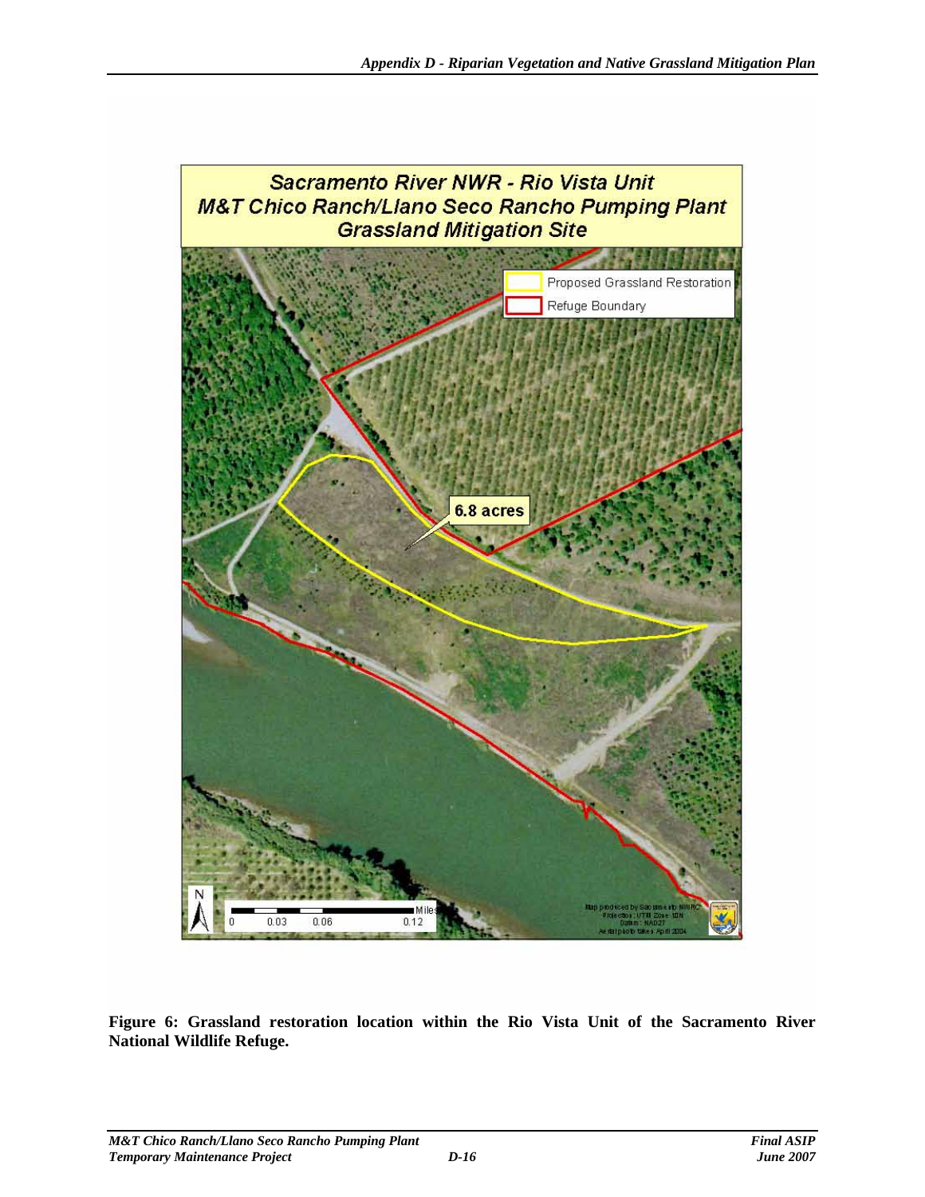Sacramento River NWR - Rio Vista Unit
M&T Chico Ranch/Llano Seco Rancho Pumping Plant
Grassland Mitigation Site

Proposed Grassland Restoration

Refuge Boundary

6.8 acres

**Figure 6: Grassland restoration location within the Rio Vista Unit of the Sacramento River National Wildlife Refuge.**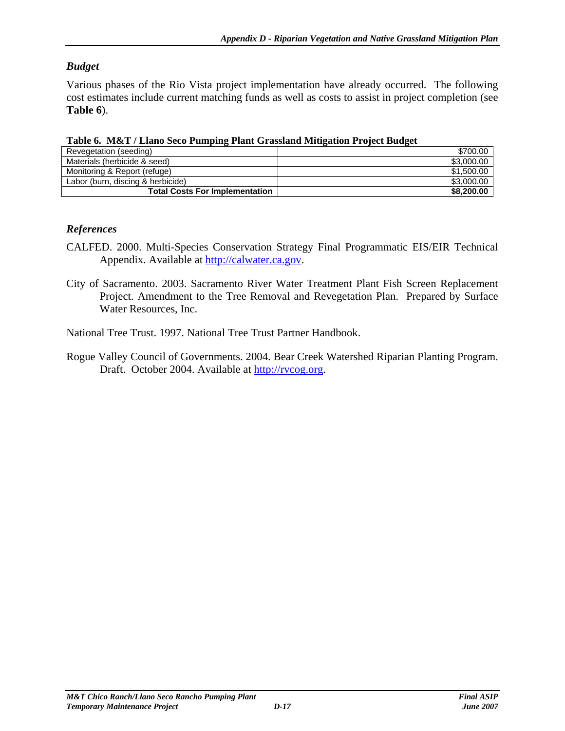### *Budget*

Various phases of the Rio Vista project implementation have already occurred. The following cost estimates include current matching funds as well as costs to assist in project completion (see **Table 6**).

**Table 6. M&T / Llano Seco Pumping Plant Grassland Mitigation Project Budget**

| | |
|---|---|
| Revegetation (seeding) | $700.00 |
| Materials (herbicide & seed) | $3,000.00 |
| Monitoring & Report (refuge) | $1,500.00 |
| Labor (burn, discing & herbicide) | $3,000.00 |
| **Total Costs For Implementation** | **$8,200.00** |

### *References*

CALFED. 2000. Multi-Species Conservation Strategy Final Programmatic EIS/EIR Technical Appendix. Available at http://calwater.ca.gov.

City of Sacramento. 2003. Sacramento River Water Treatment Plant Fish Screen Replacement Project. Amendment to the Tree Removal and Revegetation Plan. Prepared by Surface Water Resources, Inc.

National Tree Trust. 1997. National Tree Trust Partner Handbook.

Rogue Valley Council of Governments. 2004. Bear Creek Watershed Riparian Planting Program. Draft. October 2004. Available at http://rvcog.org.